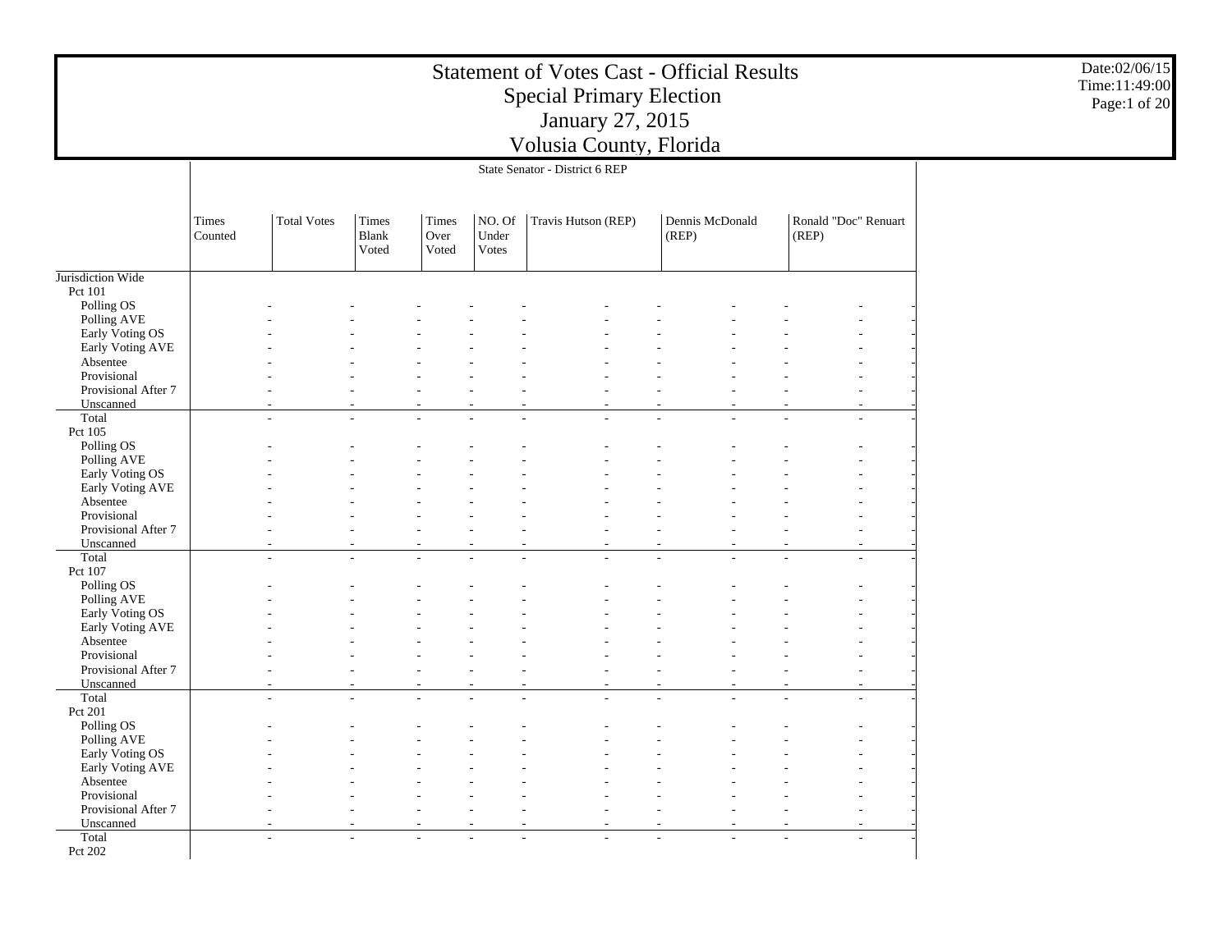# Statement of Votes Cast - Official Results
## Special Primary Election
## January 27, 2015
## Volusia County, Florida

State Senator - District 6 REP

| | Times Counted | Total Votes | Times Blank Voted | Times Over Voted | NO. Of Under Votes | Travis Hutson (REP) | | Dennis McDonald (REP) | | Ronald "Doc" Renuart (REP) | |
|---|---|---|---|---|---|---|---|---|---|---|---|
| Jurisdiction Wide | | | | | | | | | | | |
| Pct 101 | | | | | | | | | | | |
| Polling OS | - | - | - | - | - | - | - | - | - | - | - |
| Polling AVE | - | - | - | - | - | - | - | - | - | - | - |
| Early Voting OS | - | - | - | - | - | - | - | - | - | - | - |
| Early Voting AVE | - | - | - | - | - | - | - | - | - | - | - |
| Absentee | - | - | - | - | - | - | - | - | - | - | - |
| Provisional | - | - | - | - | - | - | - | - | - | - | - |
| Provisional After 7 | - | - | - | - | - | - | - | - | - | - | - |
| Unscanned | - | - | - | - | - | - | - | - | - | - | - |
| Total | - | - | - | - | - | - | - | - | - | - | - |
| Pct 105 | | | | | | | | | | | |
| Polling OS | - | - | - | - | - | - | - | - | - | - | - |
| Polling AVE | - | - | - | - | - | - | - | - | - | - | - |
| Early Voting OS | - | - | - | - | - | - | - | - | - | - | - |
| Early Voting AVE | - | - | - | - | - | - | - | - | - | - | - |
| Absentee | - | - | - | - | - | - | - | - | - | - | - |
| Provisional | - | - | - | - | - | - | - | - | - | - | - |
| Provisional After 7 | - | - | - | - | - | - | - | - | - | - | - |
| Unscanned | - | - | - | - | - | - | - | - | - | - | - |
| Total | - | - | - | - | - | - | - | - | - | - | - |
| Pct 107 | | | | | | | | | | | |
| Polling OS | - | - | - | - | - | - | - | - | - | - | - |
| Polling AVE | - | - | - | - | - | - | - | - | - | - | - |
| Early Voting OS | - | - | - | - | - | - | - | - | - | - | - |
| Early Voting AVE | - | - | - | - | - | - | - | - | - | - | - |
| Absentee | - | - | - | - | - | - | - | - | - | - | - |
| Provisional | - | - | - | - | - | - | - | - | - | - | - |
| Provisional After 7 | - | - | - | - | - | - | - | - | - | - | - |
| Unscanned | - | - | - | - | - | - | - | - | - | - | - |
| Total | - | - | - | - | - | - | - | - | - | - | - |
| Pct 201 | | | | | | | | | | | |
| Polling OS | - | - | - | - | - | - | - | - | - | - | - |
| Polling AVE | - | - | - | - | - | - | - | - | - | - | - |
| Early Voting OS | - | - | - | - | - | - | - | - | - | - | - |
| Early Voting AVE | - | - | - | - | - | - | - | - | - | - | - |
| Absentee | - | - | - | - | - | - | - | - | - | - | - |
| Provisional | - | - | - | - | - | - | - | - | - | - | - |
| Provisional After 7 | - | - | - | - | - | - | - | - | - | - | - |
| Unscanned | - | - | - | - | - | - | - | - | - | - | - |
| Total | - | - | - | - | - | - | - | - | - | - | - |
| Pct 202 | | | | | | | | | | | |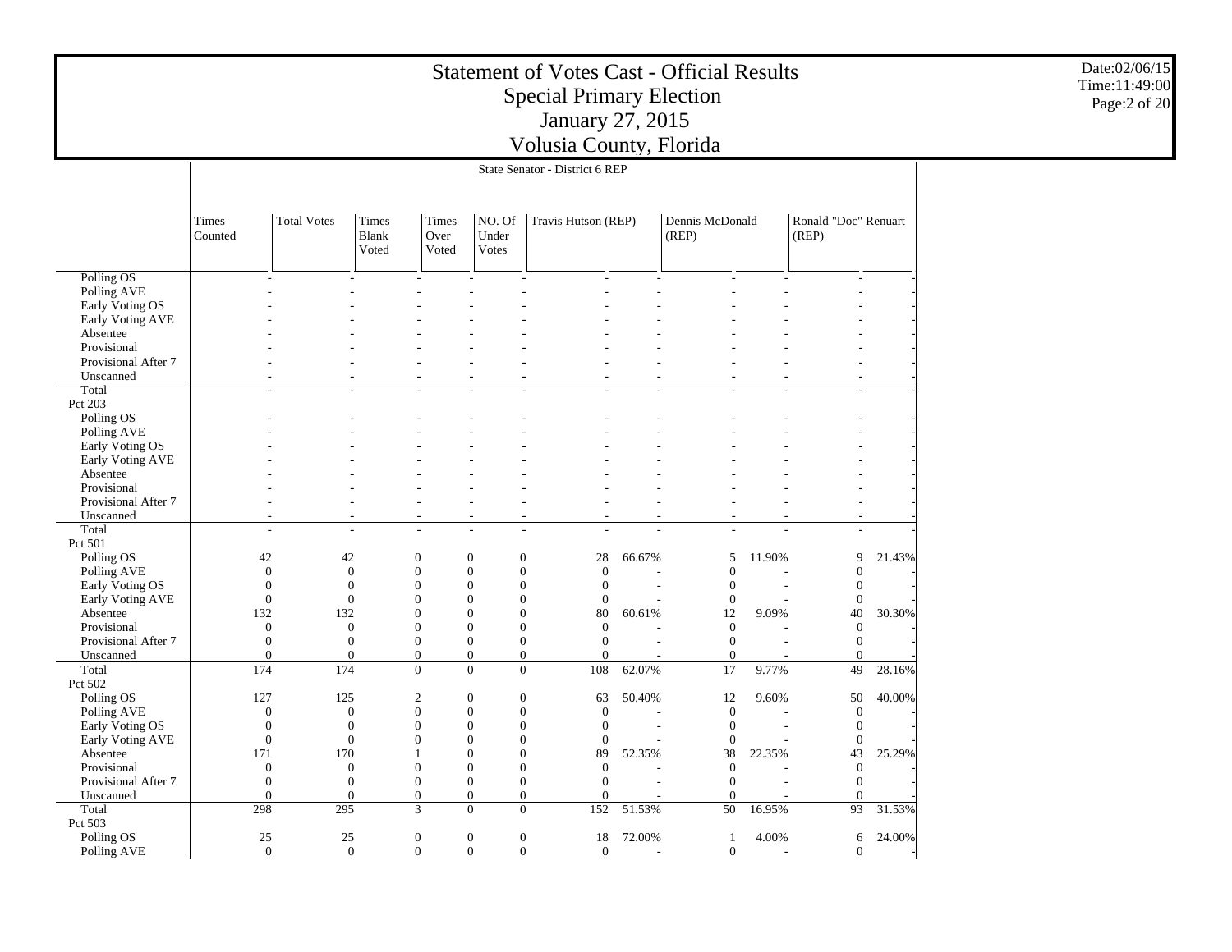# Statement of Votes Cast - Official Results
## Special Primary Election
## January 27, 2015
## Volusia County, Florida

State Senator - District 6 REP

| | Times Counted | Total Votes | Times Blank Voted | Times Over Voted | NO. Of Under Votes | Travis Hutson (REP) | | Dennis McDonald (REP) | | Ronald "Doc" Renuart (REP) | |
|---|---|---|---|---|---|---|---|---|---|---|---|
| Polling OS | - | - | - | - | - | - | - | - | - | - | - |
| Polling AVE | - | - | - | - | - | - | - | - | - | - | - |
| Early Voting OS | - | - | - | - | - | - | - | - | - | - | - |
| Early Voting AVE | - | - | - | - | - | - | - | - | - | - | - |
| Absentee | - | - | - | - | - | - | - | - | - | - | - |
| Provisional | - | - | - | - | - | - | - | - | - | - | - |
| Provisional After 7 | - | - | - | - | - | - | - | - | - | - | - |
| Unscanned | - | - | - | - | - | - | - | - | - | - | - |
| Total | - | - | - | - | - | - | - | - | - | - | - |
| Pct 203 | | | | | | | | | | | |
| Polling OS | - | - | - | - | - | - | - | - | - | - | - |
| Polling AVE | - | - | - | - | - | - | - | - | - | - | - |
| Early Voting OS | - | - | - | - | - | - | - | - | - | - | - |
| Early Voting AVE | - | - | - | - | - | - | - | - | - | - | - |
| Absentee | - | - | - | - | - | - | - | - | - | - | - |
| Provisional | - | - | - | - | - | - | - | - | - | - | - |
| Provisional After 7 | - | - | - | - | - | - | - | - | - | - | - |
| Unscanned | - | - | - | - | - | - | - | - | - | - | - |
| Total | - | - | - | - | - | - | - | - | - | - | - |
| Pct 501 | | | | | | | | | | | |
| Polling OS | 42 | 42 | 0 | 0 | 0 | 28 | 66.67% | 5 | 11.90% | 9 | 21.43% |
| Polling AVE | 0 | 0 | 0 | 0 | 0 | 0 | - | 0 | - | 0 | - |
| Early Voting OS | 0 | 0 | 0 | 0 | 0 | 0 | - | 0 | - | 0 | - |
| Early Voting AVE | 0 | 0 | 0 | 0 | 0 | 0 | - | 0 | - | 0 | - |
| Absentee | 132 | 132 | 0 | 0 | 0 | 80 | 60.61% | 12 | 9.09% | 40 | 30.30% |
| Provisional | 0 | 0 | 0 | 0 | 0 | 0 | - | 0 | - | 0 | - |
| Provisional After 7 | 0 | 0 | 0 | 0 | 0 | 0 | - | 0 | - | 0 | - |
| Unscanned | 0 | 0 | 0 | 0 | 0 | 0 | - | 0 | - | 0 | - |
| Total | 174 | 174 | 0 | 0 | 0 | 108 | 62.07% | 17 | 9.77% | 49 | 28.16% |
| Pct 502 | | | | | | | | | | | |
| Polling OS | 127 | 125 | 2 | 0 | 0 | 63 | 50.40% | 12 | 9.60% | 50 | 40.00% |
| Polling AVE | 0 | 0 | 0 | 0 | 0 | 0 | - | 0 | - | 0 | - |
| Early Voting OS | 0 | 0 | 0 | 0 | 0 | 0 | - | 0 | - | 0 | - |
| Early Voting AVE | 0 | 0 | 0 | 0 | 0 | 0 | - | 0 | - | 0 | - |
| Absentee | 171 | 170 | 1 | 0 | 0 | 89 | 52.35% | 38 | 22.35% | 43 | 25.29% |
| Provisional | 0 | 0 | 0 | 0 | 0 | 0 | - | 0 | - | 0 | - |
| Provisional After 7 | 0 | 0 | 0 | 0 | 0 | 0 | - | 0 | - | 0 | - |
| Unscanned | 0 | 0 | 0 | 0 | 0 | 0 | - | 0 | - | 0 | - |
| Total | 298 | 295 | 3 | 0 | 0 | 152 | 51.53% | 50 | 16.95% | 93 | 31.53% |
| Pct 503 | | | | | | | | | | | |
| Polling OS | 25 | 25 | 0 | 0 | 0 | 18 | 72.00% | 1 | 4.00% | 6 | 24.00% |
| Polling AVE | 0 | 0 | 0 | 0 | 0 | 0 | - | 0 | - | 0 | - |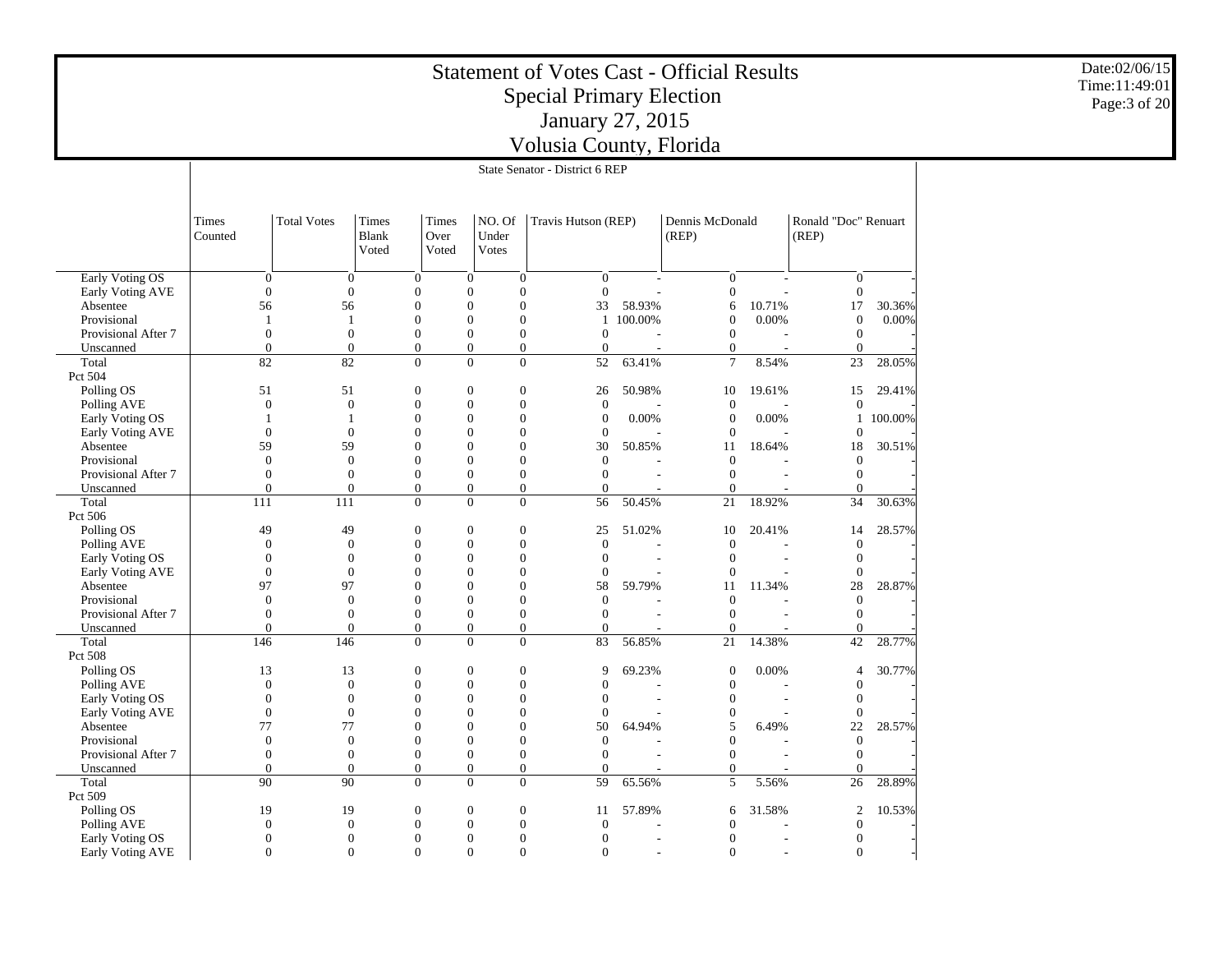# Statement of Votes Cast - Official Results
## Special Primary Election
## January 27, 2015
## Volusia County, Florida

Date:02/06/15
Time:11:49:01

State Senator - District 6 REP

| | Times Counted | Total Votes | Times Blank Voted | Times Over Voted | NO. Of Under Votes | Travis Hutson (REP) | | Dennis McDonald (REP) | | Ronald "Doc" Renuart (REP) | |
|---|---|---|---|---|---|---|---|---|---|---|---|
| Early Voting OS | 0 | 0 | 0 | 0 | 0 | 0 | - | 0 | - | 0 | - |
| Early Voting AVE | 0 | 0 | 0 | 0 | 0 | 0 | - | 0 | - | 0 | - |
| Absentee | 56 | 56 | 0 | 0 | 0 | 33 | 58.93% | 6 | 10.71% | 17 | 30.36% |
| Provisional | 1 | 1 | 0 | 0 | 0 | 1 | 100.00% | 0 | 0.00% | 0 | 0.00% |
| Provisional After 7 | 0 | 0 | 0 | 0 | 0 | 0 | - | 0 | - | 0 | - |
| Unscanned | 0 | 0 | 0 | 0 | 0 | 0 | - | 0 | - | 0 | - |
| Total | 82 | 82 | 0 | 0 | 0 | 52 | 63.41% | 7 | 8.54% | 23 | 28.05% |
| Pct 504 | | | | | | | | | | | |
| Polling OS | 51 | 51 | 0 | 0 | 0 | 26 | 50.98% | 10 | 19.61% | 15 | 29.41% |
| Polling AVE | 0 | 0 | 0 | 0 | 0 | 0 | - | 0 | - | 0 | - |
| Early Voting OS | 1 | 1 | 0 | 0 | 0 | 0 | 0.00% | 0 | 0.00% | 1 | 100.00% |
| Early Voting AVE | 0 | 0 | 0 | 0 | 0 | 0 | - | 0 | - | 0 | - |
| Absentee | 59 | 59 | 0 | 0 | 0 | 30 | 50.85% | 11 | 18.64% | 18 | 30.51% |
| Provisional | 0 | 0 | 0 | 0 | 0 | 0 | - | 0 | - | 0 | - |
| Provisional After 7 | 0 | 0 | 0 | 0 | 0 | 0 | - | 0 | - | 0 | - |
| Unscanned | 0 | 0 | 0 | 0 | 0 | 0 | - | 0 | - | 0 | - |
| Total | 111 | 111 | 0 | 0 | 0 | 56 | 50.45% | 21 | 18.92% | 34 | 30.63% |
| Pct 506 | | | | | | | | | | | |
| Polling OS | 49 | 49 | 0 | 0 | 0 | 25 | 51.02% | 10 | 20.41% | 14 | 28.57% |
| Polling AVE | 0 | 0 | 0 | 0 | 0 | 0 | - | 0 | - | 0 | - |
| Early Voting OS | 0 | 0 | 0 | 0 | 0 | 0 | - | 0 | - | 0 | - |
| Early Voting AVE | 0 | 0 | 0 | 0 | 0 | 0 | - | 0 | - | 0 | - |
| Absentee | 97 | 97 | 0 | 0 | 0 | 58 | 59.79% | 11 | 11.34% | 28 | 28.87% |
| Provisional | 0 | 0 | 0 | 0 | 0 | 0 | - | 0 | - | 0 | - |
| Provisional After 7 | 0 | 0 | 0 | 0 | 0 | 0 | - | 0 | - | 0 | - |
| Unscanned | 0 | 0 | 0 | 0 | 0 | 0 | - | 0 | - | 0 | - |
| Total | 146 | 146 | 0 | 0 | 0 | 83 | 56.85% | 21 | 14.38% | 42 | 28.77% |
| Pct 508 | | | | | | | | | | | |
| Polling OS | 13 | 13 | 0 | 0 | 0 | 9 | 69.23% | 0 | 0.00% | 4 | 30.77% |
| Polling AVE | 0 | 0 | 0 | 0 | 0 | 0 | - | 0 | - | 0 | - |
| Early Voting OS | 0 | 0 | 0 | 0 | 0 | 0 | - | 0 | - | 0 | - |
| Early Voting AVE | 0 | 0 | 0 | 0 | 0 | 0 | - | 0 | - | 0 | - |
| Absentee | 77 | 77 | 0 | 0 | 0 | 50 | 64.94% | 5 | 6.49% | 22 | 28.57% |
| Provisional | 0 | 0 | 0 | 0 | 0 | 0 | - | 0 | - | 0 | - |
| Provisional After 7 | 0 | 0 | 0 | 0 | 0 | 0 | - | 0 | - | 0 | - |
| Unscanned | 0 | 0 | 0 | 0 | 0 | 0 | - | 0 | - | 0 | - |
| Total | 90 | 90 | 0 | 0 | 0 | 59 | 65.56% | 5 | 5.56% | 26 | 28.89% |
| Pct 509 | | | | | | | | | | | |
| Polling OS | 19 | 19 | 0 | 0 | 0 | 11 | 57.89% | 6 | 31.58% | 2 | 10.53% |
| Polling AVE | 0 | 0 | 0 | 0 | 0 | 0 | - | 0 | - | 0 | - |
| Early Voting OS | 0 | 0 | 0 | 0 | 0 | 0 | - | 0 | - | 0 | - |
| Early Voting AVE | 0 | 0 | 0 | 0 | 0 | 0 | - | 0 | - | 0 | - |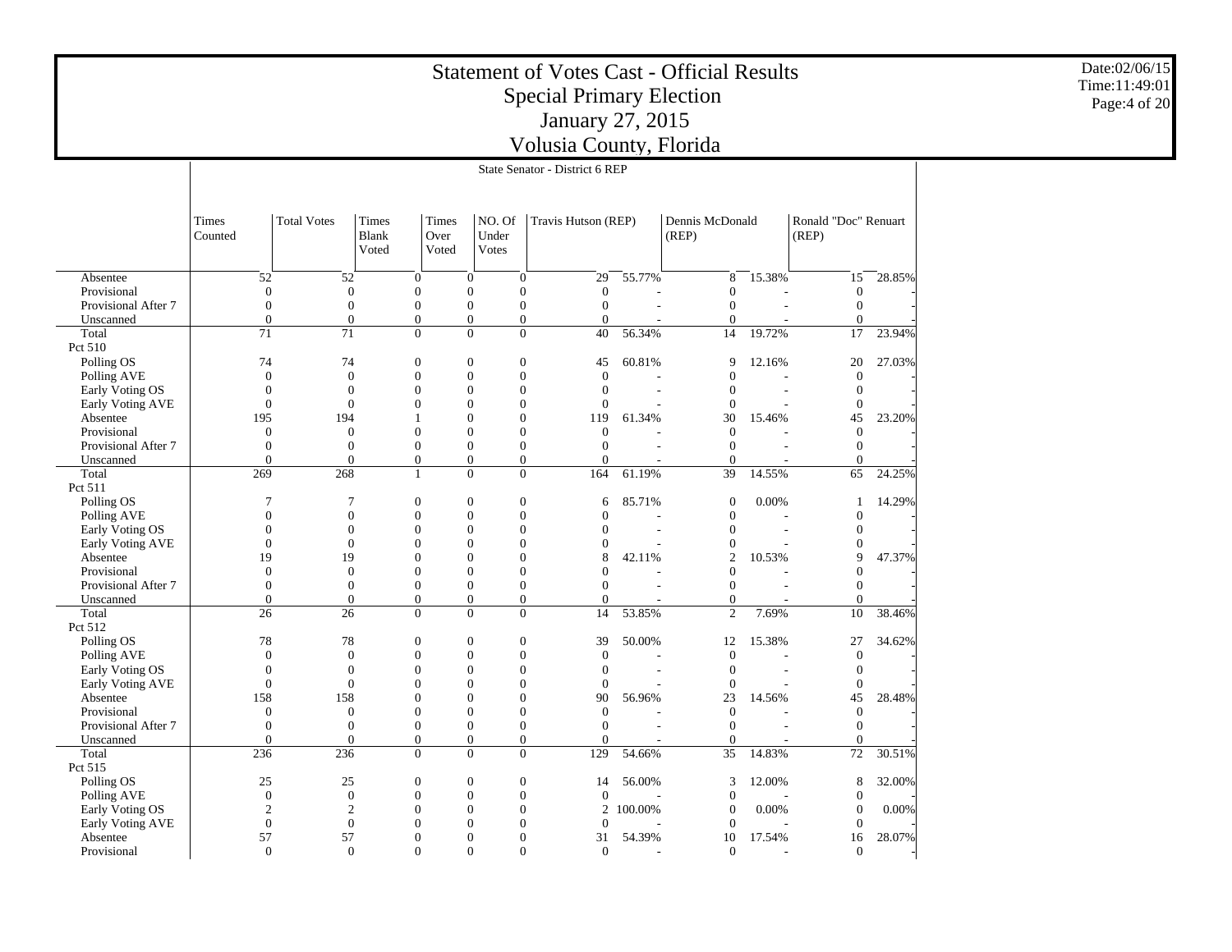# Statement of Votes Cast - Official Results
## Special Primary Election
## January 27, 2015
## Volusia County, Florida

Date:02/06/15
Time:11:49:01

State Senator - District 6 REP

| | Times Counted | Total Votes | Times Blank Voted | Times Over Voted | NO. Of Under Votes | Travis Hutson (REP) | | Dennis McDonald (REP) | | Ronald "Doc" Renuart (REP) | |
|---|---|---|---|---|---|---|---|---|---|---|---|
| Absentee | 52 | 52 | 0 | 0 | 0 | 29 | 55.77% | 8 | 15.38% | 15 | 28.85% |
| Provisional | 0 | 0 | 0 | 0 | 0 | 0 | - | 0 | - | 0 | - |
| Provisional After 7 | 0 | 0 | 0 | 0 | 0 | 0 | - | 0 | - | 0 | - |
| Unscanned | 0 | 0 | 0 | 0 | 0 | 0 | - | 0 | - | 0 | - |
| Total | 71 | 71 | 0 | 0 | 0 | 40 | 56.34% | 14 | 19.72% | 17 | 23.94% |
| Pct 510 | | | | | | | | | | | |
| Polling OS | 74 | 74 | 0 | 0 | 0 | 45 | 60.81% | 9 | 12.16% | 20 | 27.03% |
| Polling AVE | 0 | 0 | 0 | 0 | 0 | 0 | - | 0 | - | 0 | - |
| Early Voting OS | 0 | 0 | 0 | 0 | 0 | 0 | - | 0 | - | 0 | - |
| Early Voting AVE | 0 | 0 | 0 | 0 | 0 | 0 | - | 0 | - | 0 | - |
| Absentee | 195 | 194 | 1 | 0 | 0 | 119 | 61.34% | 30 | 15.46% | 45 | 23.20% |
| Provisional | 0 | 0 | 0 | 0 | 0 | 0 | - | 0 | - | 0 | - |
| Provisional After 7 | 0 | 0 | 0 | 0 | 0 | 0 | - | 0 | - | 0 | - |
| Unscanned | 0 | 0 | 0 | 0 | 0 | 0 | - | 0 | - | 0 | - |
| Total | 269 | 268 | 1 | 0 | 0 | 164 | 61.19% | 39 | 14.55% | 65 | 24.25% |
| Pct 511 | | | | | | | | | | | |
| Polling OS | 7 | 7 | 0 | 0 | 0 | 6 | 85.71% | 0 | 0.00% | 1 | 14.29% |
| Polling AVE | 0 | 0 | 0 | 0 | 0 | 0 | - | 0 | - | 0 | - |
| Early Voting OS | 0 | 0 | 0 | 0 | 0 | 0 | - | 0 | - | 0 | - |
| Early Voting AVE | 0 | 0 | 0 | 0 | 0 | 0 | - | 0 | - | 0 | - |
| Absentee | 19 | 19 | 0 | 0 | 0 | 8 | 42.11% | 2 | 10.53% | 9 | 47.37% |
| Provisional | 0 | 0 | 0 | 0 | 0 | 0 | - | 0 | - | 0 | - |
| Provisional After 7 | 0 | 0 | 0 | 0 | 0 | 0 | - | 0 | - | 0 | - |
| Unscanned | 0 | 0 | 0 | 0 | 0 | 0 | - | 0 | - | 0 | - |
| Total | 26 | 26 | 0 | 0 | 0 | 14 | 53.85% | 2 | 7.69% | 10 | 38.46% |
| Pct 512 | | | | | | | | | | | |
| Polling OS | 78 | 78 | 0 | 0 | 0 | 39 | 50.00% | 12 | 15.38% | 27 | 34.62% |
| Polling AVE | 0 | 0 | 0 | 0 | 0 | 0 | - | 0 | - | 0 | - |
| Early Voting OS | 0 | 0 | 0 | 0 | 0 | 0 | - | 0 | - | 0 | - |
| Early Voting AVE | 0 | 0 | 0 | 0 | 0 | 0 | - | 0 | - | 0 | - |
| Absentee | 158 | 158 | 0 | 0 | 0 | 90 | 56.96% | 23 | 14.56% | 45 | 28.48% |
| Provisional | 0 | 0 | 0 | 0 | 0 | 0 | - | 0 | - | 0 | - |
| Provisional After 7 | 0 | 0 | 0 | 0 | 0 | 0 | - | 0 | - | 0 | - |
| Unscanned | 0 | 0 | 0 | 0 | 0 | 0 | - | 0 | - | 0 | - |
| Total | 236 | 236 | 0 | 0 | 0 | 129 | 54.66% | 35 | 14.83% | 72 | 30.51% |
| Pct 515 | | | | | | | | | | | |
| Polling OS | 25 | 25 | 0 | 0 | 0 | 14 | 56.00% | 3 | 12.00% | 8 | 32.00% |
| Polling AVE | 0 | 0 | 0 | 0 | 0 | 0 | - | 0 | - | 0 | - |
| Early Voting OS | 2 | 2 | 0 | 0 | 0 | 2 | 100.00% | 0 | 0.00% | 0 | 0.00% |
| Early Voting AVE | 0 | 0 | 0 | 0 | 0 | 0 | - | 0 | - | 0 | - |
| Absentee | 57 | 57 | 0 | 0 | 0 | 31 | 54.39% | 10 | 17.54% | 16 | 28.07% |
| Provisional | 0 | 0 | 0 | 0 | 0 | 0 | - | 0 | - | 0 | - |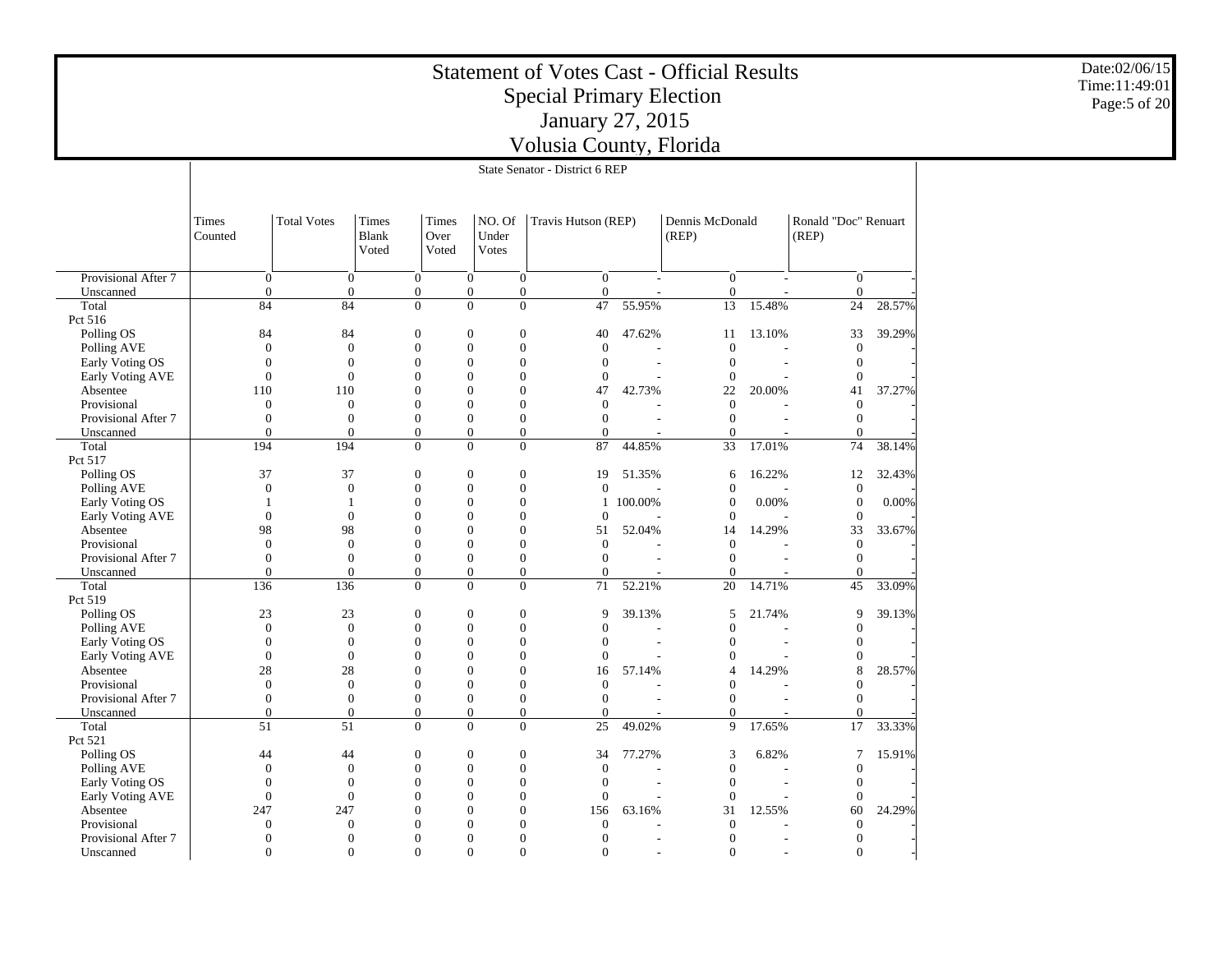# Statement of Votes Cast - Official Results
## Special Primary Election
## January 27, 2015
## Volusia County, Florida

State Senator - District 6 REP

| | Times Counted | Total Votes | Times Blank Voted | Times Over Voted | NO. Of Under Votes | Travis Hutson (REP) | | Dennis McDonald (REP) | | Ronald "Doc" Renuart (REP) | |
|---|---|---|---|---|---|---|---|---|---|---|---|
| Provisional After 7 | 0 | 0 | 0 | 0 | 0 | 0 | - | 0 | - | 0 | - |
| Unscanned | 0 | 0 | 0 | 0 | 0 | 0 | - | 0 | - | 0 | - |
| Total | 84 | 84 | 0 | 0 | 0 | 47 | 55.95% | 13 | 15.48% | 24 | 28.57% |
| Pct 516 | | | | | | | | | | | |
| Polling OS | 84 | 84 | 0 | 0 | 0 | 40 | 47.62% | 11 | 13.10% | 33 | 39.29% |
| Polling AVE | 0 | 0 | 0 | 0 | 0 | 0 | - | 0 | - | 0 | - |
| Early Voting OS | 0 | 0 | 0 | 0 | 0 | 0 | - | 0 | - | 0 | - |
| Early Voting AVE | 0 | 0 | 0 | 0 | 0 | 0 | - | 0 | - | 0 | - |
| Absentee | 110 | 110 | 0 | 0 | 0 | 47 | 42.73% | 22 | 20.00% | 41 | 37.27% |
| Provisional | 0 | 0 | 0 | 0 | 0 | 0 | - | 0 | - | 0 | - |
| Provisional After 7 | 0 | 0 | 0 | 0 | 0 | 0 | - | 0 | - | 0 | - |
| Unscanned | 0 | 0 | 0 | 0 | 0 | 0 | - | 0 | - | 0 | - |
| Total | 194 | 194 | 0 | 0 | 0 | 87 | 44.85% | 33 | 17.01% | 74 | 38.14% |
| Pct 517 | | | | | | | | | | | |
| Polling OS | 37 | 37 | 0 | 0 | 0 | 19 | 51.35% | 6 | 16.22% | 12 | 32.43% |
| Polling AVE | 0 | 0 | 0 | 0 | 0 | 0 | - | 0 | - | 0 | - |
| Early Voting OS | 1 | 1 | 0 | 0 | 0 | 1 | 100.00% | 0 | 0.00% | 0 | 0.00% |
| Early Voting AVE | 0 | 0 | 0 | 0 | 0 | 0 | - | 0 | - | 0 | - |
| Absentee | 98 | 98 | 0 | 0 | 0 | 51 | 52.04% | 14 | 14.29% | 33 | 33.67% |
| Provisional | 0 | 0 | 0 | 0 | 0 | 0 | - | 0 | - | 0 | - |
| Provisional After 7 | 0 | 0 | 0 | 0 | 0 | 0 | - | 0 | - | 0 | - |
| Unscanned | 0 | 0 | 0 | 0 | 0 | 0 | - | 0 | - | 0 | - |
| Total | 136 | 136 | 0 | 0 | 0 | 71 | 52.21% | 20 | 14.71% | 45 | 33.09% |
| Pct 519 | | | | | | | | | | | |
| Polling OS | 23 | 23 | 0 | 0 | 0 | 9 | 39.13% | 5 | 21.74% | 9 | 39.13% |
| Polling AVE | 0 | 0 | 0 | 0 | 0 | 0 | - | 0 | - | 0 | - |
| Early Voting OS | 0 | 0 | 0 | 0 | 0 | 0 | - | 0 | - | 0 | - |
| Early Voting AVE | 0 | 0 | 0 | 0 | 0 | 0 | - | 0 | - | 0 | - |
| Absentee | 28 | 28 | 0 | 0 | 0 | 16 | 57.14% | 4 | 14.29% | 8 | 28.57% |
| Provisional | 0 | 0 | 0 | 0 | 0 | 0 | - | 0 | - | 0 | - |
| Provisional After 7 | 0 | 0 | 0 | 0 | 0 | 0 | - | 0 | - | 0 | - |
| Unscanned | 0 | 0 | 0 | 0 | 0 | 0 | - | 0 | - | 0 | - |
| Total | 51 | 51 | 0 | 0 | 0 | 25 | 49.02% | 9 | 17.65% | 17 | 33.33% |
| Pct 521 | | | | | | | | | | | |
| Polling OS | 44 | 44 | 0 | 0 | 0 | 34 | 77.27% | 3 | 6.82% | 7 | 15.91% |
| Polling AVE | 0 | 0 | 0 | 0 | 0 | 0 | - | 0 | - | 0 | - |
| Early Voting OS | 0 | 0 | 0 | 0 | 0 | 0 | - | 0 | - | 0 | - |
| Early Voting AVE | 0 | 0 | 0 | 0 | 0 | 0 | - | 0 | - | 0 | - |
| Absentee | 247 | 247 | 0 | 0 | 0 | 156 | 63.16% | 31 | 12.55% | 60 | 24.29% |
| Provisional | 0 | 0 | 0 | 0 | 0 | 0 | - | 0 | - | 0 | - |
| Provisional After 7 | 0 | 0 | 0 | 0 | 0 | 0 | - | 0 | - | 0 | - |
| Unscanned | 0 | 0 | 0 | 0 | 0 | 0 | - | 0 | - | 0 | - |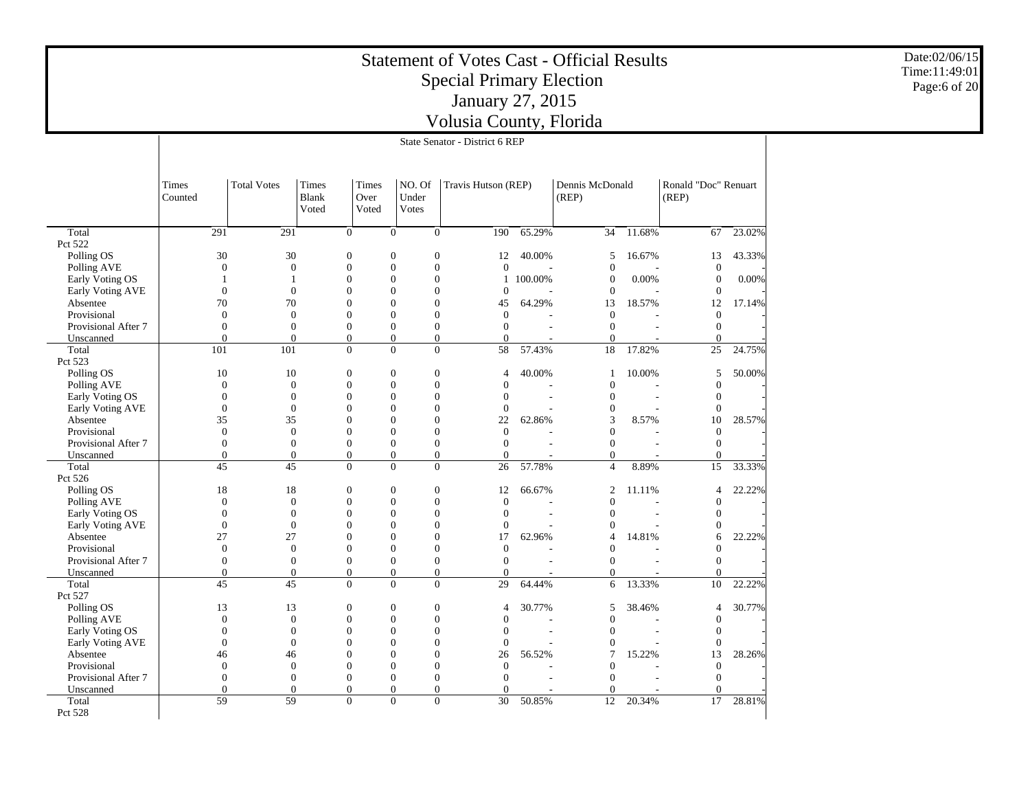# Statement of Votes Cast - Official Results
## Special Primary Election
## January 27, 2015
## Volusia County, Florida

State Senator - District 6 REP

| | Times Counted | Total Votes | Times Blank Voted | Times Over Voted | NO. Of Under Votes | Travis Hutson (REP) | | Dennis McDonald (REP) | | Ronald "Doc" Renuart (REP) | |
|---|---|---|---|---|---|---|---|---|---|---|---|
| Total | 291 | 291 | 0 | 0 | 0 | 190 | 65.29% | 34 | 11.68% | 67 | 23.02% |
| Pct 522 | | | | | | | | | | | |
| Polling OS | 30 | 30 | 0 | 0 | 0 | 12 | 40.00% | 5 | 16.67% | 13 | 43.33% |
| Polling AVE | 0 | 0 | 0 | 0 | 0 | 0 | - | 0 | - | 0 | - |
| Early Voting OS | 1 | 1 | 0 | 0 | 0 | 1 | 100.00% | 0 | 0.00% | 0 | 0.00% |
| Early Voting AVE | 0 | 0 | 0 | 0 | 0 | 0 | - | 0 | - | 0 | - |
| Absentee | 70 | 70 | 0 | 0 | 0 | 45 | 64.29% | 13 | 18.57% | 12 | 17.14% |
| Provisional | 0 | 0 | 0 | 0 | 0 | 0 | - | 0 | - | 0 | - |
| Provisional After 7 | 0 | 0 | 0 | 0 | 0 | 0 | - | 0 | - | 0 | - |
| Unscanned | 0 | 0 | 0 | 0 | 0 | 0 | - | 0 | - | 0 | - |
| Total | 101 | 101 | 0 | 0 | 0 | 58 | 57.43% | 18 | 17.82% | 25 | 24.75% |
| Pct 523 | | | | | | | | | | | |
| Polling OS | 10 | 10 | 0 | 0 | 0 | 4 | 40.00% | 1 | 10.00% | 5 | 50.00% |
| Polling AVE | 0 | 0 | 0 | 0 | 0 | 0 | - | 0 | - | 0 | - |
| Early Voting OS | 0 | 0 | 0 | 0 | 0 | 0 | - | 0 | - | 0 | - |
| Early Voting AVE | 0 | 0 | 0 | 0 | 0 | 0 | - | 0 | - | 0 | - |
| Absentee | 35 | 35 | 0 | 0 | 0 | 22 | 62.86% | 3 | 8.57% | 10 | 28.57% |
| Provisional | 0 | 0 | 0 | 0 | 0 | 0 | - | 0 | - | 0 | - |
| Provisional After 7 | 0 | 0 | 0 | 0 | 0 | 0 | - | 0 | - | 0 | - |
| Unscanned | 0 | 0 | 0 | 0 | 0 | 0 | - | 0 | - | 0 | - |
| Total | 45 | 45 | 0 | 0 | 0 | 26 | 57.78% | 4 | 8.89% | 15 | 33.33% |
| Pct 526 | | | | | | | | | | | |
| Polling OS | 18 | 18 | 0 | 0 | 0 | 12 | 66.67% | 2 | 11.11% | 4 | 22.22% |
| Polling AVE | 0 | 0 | 0 | 0 | 0 | 0 | - | 0 | - | 0 | - |
| Early Voting OS | 0 | 0 | 0 | 0 | 0 | 0 | - | 0 | - | 0 | - |
| Early Voting AVE | 0 | 0 | 0 | 0 | 0 | 0 | - | 0 | - | 0 | - |
| Absentee | 27 | 27 | 0 | 0 | 0 | 17 | 62.96% | 4 | 14.81% | 6 | 22.22% |
| Provisional | 0 | 0 | 0 | 0 | 0 | 0 | - | 0 | - | 0 | - |
| Provisional After 7 | 0 | 0 | 0 | 0 | 0 | 0 | - | 0 | - | 0 | - |
| Unscanned | 0 | 0 | 0 | 0 | 0 | 0 | - | 0 | - | 0 | - |
| Total | 45 | 45 | 0 | 0 | 0 | 29 | 64.44% | 6 | 13.33% | 10 | 22.22% |
| Pct 527 | | | | | | | | | | | |
| Polling OS | 13 | 13 | 0 | 0 | 0 | 4 | 30.77% | 5 | 38.46% | 4 | 30.77% |
| Polling AVE | 0 | 0 | 0 | 0 | 0 | 0 | - | 0 | - | 0 | - |
| Early Voting OS | 0 | 0 | 0 | 0 | 0 | 0 | - | 0 | - | 0 | - |
| Early Voting AVE | 0 | 0 | 0 | 0 | 0 | 0 | - | 0 | - | 0 | - |
| Absentee | 46 | 46 | 0 | 0 | 0 | 26 | 56.52% | 7 | 15.22% | 13 | 28.26% |
| Provisional | 0 | 0 | 0 | 0 | 0 | 0 | - | 0 | - | 0 | - |
| Provisional After 7 | 0 | 0 | 0 | 0 | 0 | 0 | - | 0 | - | 0 | - |
| Unscanned | 0 | 0 | 0 | 0 | 0 | 0 | - | 0 | - | 0 | - |
| Total | 59 | 59 | 0 | 0 | 0 | 30 | 50.85% | 12 | 20.34% | 17 | 28.81% |
| Pct 528 | | | | | | | | | | | |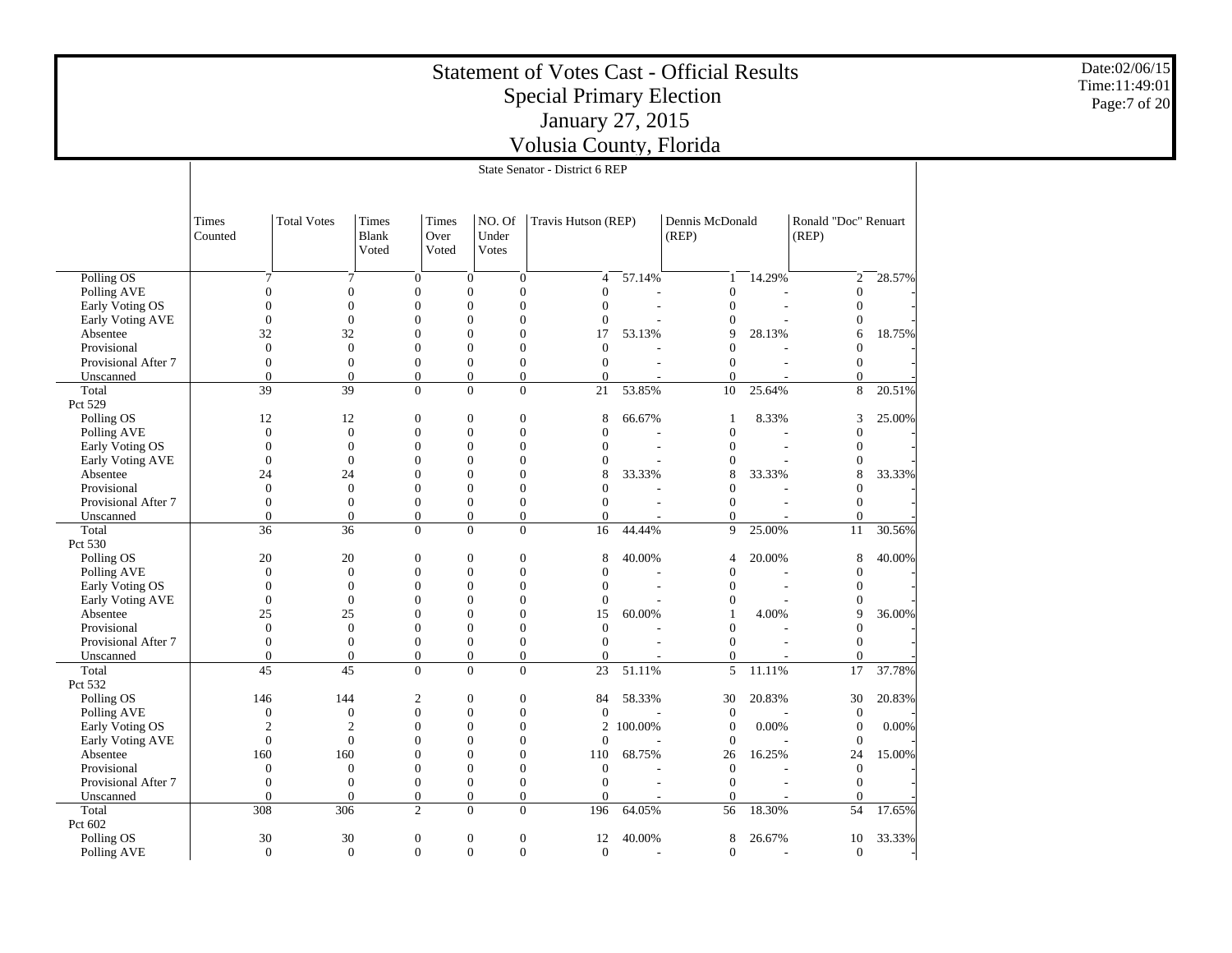# Statement of Votes Cast - Official Results

## Special Primary Election

## January 27, 2015

## Volusia County, Florida

State Senator - District 6 REP

| | Times Counted | Total Votes | Times Blank Voted | Times Over Voted | NO. Of Under Votes | Travis Hutson (REP) | | Dennis McDonald (REP) | | Ronald "Doc" Renuart (REP) | |
|---|---|---|---|---|---|---|---|---|---|---|---|
| Polling OS | 7 | 7 | 0 | 0 | 0 | 4 | 57.14% | 1 | 14.29% | 2 | 28.57% |
| Polling AVE | 0 | 0 | 0 | 0 | 0 | 0 | - | 0 | - | 0 | - |
| Early Voting OS | 0 | 0 | 0 | 0 | 0 | 0 | - | 0 | - | 0 | - |
| Early Voting AVE | 0 | 0 | 0 | 0 | 0 | 0 | - | 0 | - | 0 | - |
| Absentee | 32 | 32 | 0 | 0 | 0 | 17 | 53.13% | 9 | 28.13% | 6 | 18.75% |
| Provisional | 0 | 0 | 0 | 0 | 0 | 0 | - | 0 | - | 0 | - |
| Provisional After 7 | 0 | 0 | 0 | 0 | 0 | 0 | - | 0 | - | 0 | - |
| Unscanned | 0 | 0 | 0 | 0 | 0 | 0 | - | 0 | - | 0 | - |
| Total | 39 | 39 | 0 | 0 | 0 | 21 | 53.85% | 10 | 25.64% | 8 | 20.51% |
| Pct 529 | | | | | | | | | | | |
| Polling OS | 12 | 12 | 0 | 0 | 0 | 8 | 66.67% | 1 | 8.33% | 3 | 25.00% |
| Polling AVE | 0 | 0 | 0 | 0 | 0 | 0 | - | 0 | - | 0 | - |
| Early Voting OS | 0 | 0 | 0 | 0 | 0 | 0 | - | 0 | - | 0 | - |
| Early Voting AVE | 0 | 0 | 0 | 0 | 0 | 0 | - | 0 | - | 0 | - |
| Absentee | 24 | 24 | 0 | 0 | 0 | 8 | 33.33% | 8 | 33.33% | 8 | 33.33% |
| Provisional | 0 | 0 | 0 | 0 | 0 | 0 | - | 0 | - | 0 | - |
| Provisional After 7 | 0 | 0 | 0 | 0 | 0 | 0 | - | 0 | - | 0 | - |
| Unscanned | 0 | 0 | 0 | 0 | 0 | 0 | - | 0 | - | 0 | - |
| Total | 36 | 36 | 0 | 0 | 0 | 16 | 44.44% | 9 | 25.00% | 11 | 30.56% |
| Pct 530 | | | | | | | | | | | |
| Polling OS | 20 | 20 | 0 | 0 | 0 | 8 | 40.00% | 4 | 20.00% | 8 | 40.00% |
| Polling AVE | 0 | 0 | 0 | 0 | 0 | 0 | - | 0 | - | 0 | - |
| Early Voting OS | 0 | 0 | 0 | 0 | 0 | 0 | - | 0 | - | 0 | - |
| Early Voting AVE | 0 | 0 | 0 | 0 | 0 | 0 | - | 0 | - | 0 | - |
| Absentee | 25 | 25 | 0 | 0 | 0 | 15 | 60.00% | 1 | 4.00% | 9 | 36.00% |
| Provisional | 0 | 0 | 0 | 0 | 0 | 0 | - | 0 | - | 0 | - |
| Provisional After 7 | 0 | 0 | 0 | 0 | 0 | 0 | - | 0 | - | 0 | - |
| Unscanned | 0 | 0 | 0 | 0 | 0 | 0 | - | 0 | - | 0 | - |
| Total | 45 | 45 | 0 | 0 | 0 | 23 | 51.11% | 5 | 11.11% | 17 | 37.78% |
| Pct 532 | | | | | | | | | | | |
| Polling OS | 146 | 144 | 2 | 0 | 0 | 84 | 58.33% | 30 | 20.83% | 30 | 20.83% |
| Polling AVE | 0 | 0 | 0 | 0 | 0 | 0 | - | 0 | - | 0 | - |
| Early Voting OS | 2 | 2 | 0 | 0 | 0 | 2 | 100.00% | 0 | 0.00% | 0 | 0.00% |
| Early Voting AVE | 0 | 0 | 0 | 0 | 0 | 0 | - | 0 | - | 0 | - |
| Absentee | 160 | 160 | 0 | 0 | 0 | 110 | 68.75% | 26 | 16.25% | 24 | 15.00% |
| Provisional | 0 | 0 | 0 | 0 | 0 | 0 | - | 0 | - | 0 | - |
| Provisional After 7 | 0 | 0 | 0 | 0 | 0 | 0 | - | 0 | - | 0 | - |
| Unscanned | 0 | 0 | 0 | 0 | 0 | 0 | - | 0 | - | 0 | - |
| Total | 308 | 306 | 2 | 0 | 0 | 196 | 64.05% | 56 | 18.30% | 54 | 17.65% |
| Pct 602 | | | | | | | | | | | |
| Polling OS | 30 | 30 | 0 | 0 | 0 | 12 | 40.00% | 8 | 26.67% | 10 | 33.33% |
| Polling AVE | 0 | 0 | 0 | 0 | 0 | 0 | - | 0 | - | 0 | - |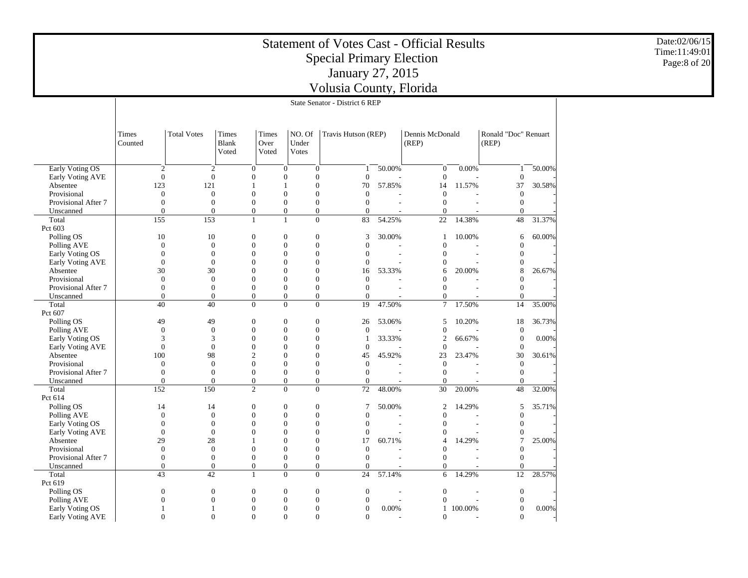# Statement of Votes Cast - Official Results
## Special Primary Election
## January 27, 2015
## Volusia County, Florida

State Senator - District 6 REP

| | Times Counted | Total Votes | Times Blank Voted | Times Over Voted | NO. Of Under Votes | Travis Hutson (REP) | | Dennis McDonald (REP) | | Ronald "Doc" Renuart (REP) | |
|---|---|---|---|---|---|---|---|---|---|---|---|
| Early Voting OS | 2 | 2 | 0 | 0 | 0 | 1 | 50.00% | 0 | 0.00% | 1 | 50.00% |
| Early Voting AVE | 0 | 0 | 0 | 0 | 0 | 0 | - | 0 | - | 0 | - |
| Absentee | 123 | 121 | 1 | 1 | 0 | 70 | 57.85% | 14 | 11.57% | 37 | 30.58% |
| Provisional | 0 | 0 | 0 | 0 | 0 | 0 | - | 0 | - | 0 | - |
| Provisional After 7 | 0 | 0 | 0 | 0 | 0 | 0 | - | 0 | - | 0 | - |
| Unscanned | 0 | 0 | 0 | 0 | 0 | 0 | - | 0 | - | 0 | - |
| Total | 155 | 153 | 1 | 1 | 0 | 83 | 54.25% | 22 | 14.38% | 48 | 31.37% |
| Pct 603 | | | | | | | | | | | |
| Polling OS | 10 | 10 | 0 | 0 | 0 | 3 | 30.00% | 1 | 10.00% | 6 | 60.00% |
| Polling AVE | 0 | 0 | 0 | 0 | 0 | 0 | - | 0 | - | 0 | - |
| Early Voting OS | 0 | 0 | 0 | 0 | 0 | 0 | - | 0 | - | 0 | - |
| Early Voting AVE | 0 | 0 | 0 | 0 | 0 | 0 | - | 0 | - | 0 | - |
| Absentee | 30 | 30 | 0 | 0 | 0 | 16 | 53.33% | 6 | 20.00% | 8 | 26.67% |
| Provisional | 0 | 0 | 0 | 0 | 0 | 0 | - | 0 | - | 0 | - |
| Provisional After 7 | 0 | 0 | 0 | 0 | 0 | 0 | - | 0 | - | 0 | - |
| Unscanned | 0 | 0 | 0 | 0 | 0 | 0 | - | 0 | - | 0 | - |
| Total | 40 | 40 | 0 | 0 | 0 | 19 | 47.50% | 7 | 17.50% | 14 | 35.00% |
| Pct 607 | | | | | | | | | | | |
| Polling OS | 49 | 49 | 0 | 0 | 0 | 26 | 53.06% | 5 | 10.20% | 18 | 36.73% |
| Polling AVE | 0 | 0 | 0 | 0 | 0 | 0 | - | 0 | - | 0 | - |
| Early Voting OS | 3 | 3 | 0 | 0 | 0 | 1 | 33.33% | 2 | 66.67% | 0 | 0.00% |
| Early Voting AVE | 0 | 0 | 0 | 0 | 0 | 0 | - | 0 | - | 0 | - |
| Absentee | 100 | 98 | 2 | 0 | 0 | 45 | 45.92% | 23 | 23.47% | 30 | 30.61% |
| Provisional | 0 | 0 | 0 | 0 | 0 | 0 | - | 0 | - | 0 | - |
| Provisional After 7 | 0 | 0 | 0 | 0 | 0 | 0 | - | 0 | - | 0 | - |
| Unscanned | 0 | 0 | 0 | 0 | 0 | 0 | - | 0 | - | 0 | - |
| Total | 152 | 150 | 2 | 0 | 0 | 72 | 48.00% | 30 | 20.00% | 48 | 32.00% |
| Pct 614 | | | | | | | | | | | |
| Polling OS | 14 | 14 | 0 | 0 | 0 | 7 | 50.00% | 2 | 14.29% | 5 | 35.71% |
| Polling AVE | 0 | 0 | 0 | 0 | 0 | 0 | - | 0 | - | 0 | - |
| Early Voting OS | 0 | 0 | 0 | 0 | 0 | 0 | - | 0 | - | 0 | - |
| Early Voting AVE | 0 | 0 | 0 | 0 | 0 | 0 | - | 0 | - | 0 | - |
| Absentee | 29 | 28 | 1 | 0 | 0 | 17 | 60.71% | 4 | 14.29% | 7 | 25.00% |
| Provisional | 0 | 0 | 0 | 0 | 0 | 0 | - | 0 | - | 0 | - |
| Provisional After 7 | 0 | 0 | 0 | 0 | 0 | 0 | - | 0 | - | 0 | - |
| Unscanned | 0 | 0 | 0 | 0 | 0 | 0 | - | 0 | - | 0 | - |
| Total | 43 | 42 | 1 | 0 | 0 | 24 | 57.14% | 6 | 14.29% | 12 | 28.57% |
| Pct 619 | | | | | | | | | | | |
| Polling OS | 0 | 0 | 0 | 0 | 0 | 0 | - | 0 | - | 0 | - |
| Polling AVE | 0 | 0 | 0 | 0 | 0 | 0 | - | 0 | - | 0 | - |
| Early Voting OS | 1 | 1 | 0 | 0 | 0 | 0 | 0.00% | 1 | 100.00% | 0 | 0.00% |
| Early Voting AVE | 0 | 0 | 0 | 0 | 0 | 0 | - | 0 | - | 0 | - |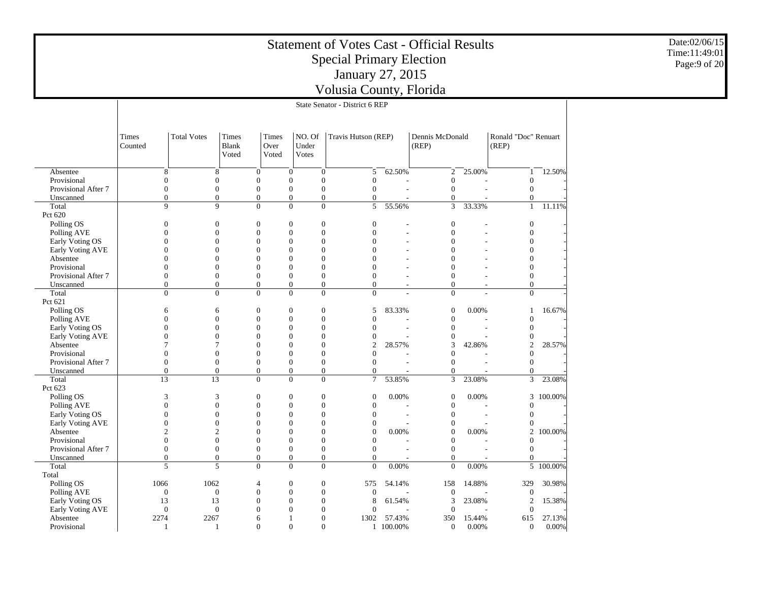# Statement of Votes Cast - Official Results
## Special Primary Election
## January 27, 2015
## Volusia County, Florida

Date:02/06/15
Time:11:49:01

### State Senator - District 6 REP

| | Times Counted | Total Votes | Times Blank Voted | Times Over Voted | NO. Of Under Votes | Travis Hutson (REP) | | Dennis McDonald (REP) | | Ronald "Doc" Renuart (REP) | |
|---|---|---|---|---|---|---|---|---|---|---|---|
| Absentee | 8 | 8 | 0 | 0 | 0 | 5 | 62.50% | 2 | 25.00% | 1 | 12.50% |
| Provisional | 0 | 0 | 0 | 0 | 0 | 0 | - | 0 | - | 0 | - |
| Provisional After 7 | 0 | 0 | 0 | 0 | 0 | 0 | - | 0 | - | 0 | - |
| Unscanned | 0 | 0 | 0 | 0 | 0 | 0 | - | 0 | - | 0 | - |
| Total | 9 | 9 | 0 | 0 | 0 | 5 | 55.56% | 3 | 33.33% | 1 | 11.11% |
| Pct 620 | | | | | | | | | | | |
| Polling OS | 0 | 0 | 0 | 0 | 0 | 0 | - | 0 | - | 0 | - |
| Polling AVE | 0 | 0 | 0 | 0 | 0 | 0 | - | 0 | - | 0 | - |
| Early Voting OS | 0 | 0 | 0 | 0 | 0 | 0 | - | 0 | - | 0 | - |
| Early Voting AVE | 0 | 0 | 0 | 0 | 0 | 0 | - | 0 | - | 0 | - |
| Absentee | 0 | 0 | 0 | 0 | 0 | 0 | - | 0 | - | 0 | - |
| Provisional | 0 | 0 | 0 | 0 | 0 | 0 | - | 0 | - | 0 | - |
| Provisional After 7 | 0 | 0 | 0 | 0 | 0 | 0 | - | 0 | - | 0 | - |
| Unscanned | 0 | 0 | 0 | 0 | 0 | 0 | - | 0 | - | 0 | - |
| Total | 0 | 0 | 0 | 0 | 0 | 0 | - | 0 | - | 0 | - |
| Pct 621 | | | | | | | | | | | |
| Polling OS | 6 | 6 | 0 | 0 | 0 | 5 | 83.33% | 0 | 0.00% | 1 | 16.67% |
| Polling AVE | 0 | 0 | 0 | 0 | 0 | 0 | - | 0 | - | 0 | - |
| Early Voting OS | 0 | 0 | 0 | 0 | 0 | 0 | - | 0 | - | 0 | - |
| Early Voting AVE | 0 | 0 | 0 | 0 | 0 | 0 | - | 0 | - | 0 | - |
| Absentee | 7 | 7 | 0 | 0 | 0 | 2 | 28.57% | 3 | 42.86% | 2 | 28.57% |
| Provisional | 0 | 0 | 0 | 0 | 0 | 0 | - | 0 | - | 0 | - |
| Provisional After 7 | 0 | 0 | 0 | 0 | 0 | 0 | - | 0 | - | 0 | - |
| Unscanned | 0 | 0 | 0 | 0 | 0 | 0 | - | 0 | - | 0 | - |
| Total | 13 | 13 | 0 | 0 | 0 | 7 | 53.85% | 3 | 23.08% | 3 | 23.08% |
| Pct 623 | | | | | | | | | | | |
| Polling OS | 3 | 3 | 0 | 0 | 0 | 0 | 0.00% | 0 | 0.00% | 3 | 100.00% |
| Polling AVE | 0 | 0 | 0 | 0 | 0 | 0 | - | 0 | - | 0 | - |
| Early Voting OS | 0 | 0 | 0 | 0 | 0 | 0 | - | 0 | - | 0 | - |
| Early Voting AVE | 0 | 0 | 0 | 0 | 0 | 0 | - | 0 | - | 0 | - |
| Absentee | 2 | 2 | 0 | 0 | 0 | 0 | 0.00% | 0 | 0.00% | 2 | 100.00% |
| Provisional | 0 | 0 | 0 | 0 | 0 | 0 | - | 0 | - | 0 | - |
| Provisional After 7 | 0 | 0 | 0 | 0 | 0 | 0 | - | 0 | - | 0 | - |
| Unscanned | 0 | 0 | 0 | 0 | 0 | 0 | - | 0 | - | 0 | - |
| Total | 5 | 5 | 0 | 0 | 0 | 0 | 0.00% | 0 | 0.00% | 5 | 100.00% |
| Total | | | | | | | | | | | |
| Polling OS | 1066 | 1062 | 4 | 0 | 0 | 575 | 54.14% | 158 | 14.88% | 329 | 30.98% |
| Polling AVE | 0 | 0 | 0 | 0 | 0 | 0 | - | 0 | - | 0 | - |
| Early Voting OS | 13 | 13 | 0 | 0 | 0 | 8 | 61.54% | 3 | 23.08% | 2 | 15.38% |
| Early Voting AVE | 0 | 0 | 0 | 0 | 0 | 0 | - | 0 | - | 0 | - |
| Absentee | 2274 | 2267 | 6 | 1 | 0 | 1302 | 57.43% | 350 | 15.44% | 615 | 27.13% |
| Provisional | 1 | 1 | 0 | 0 | 0 | 1 | 100.00% | 0 | 0.00% | 0 | 0.00% |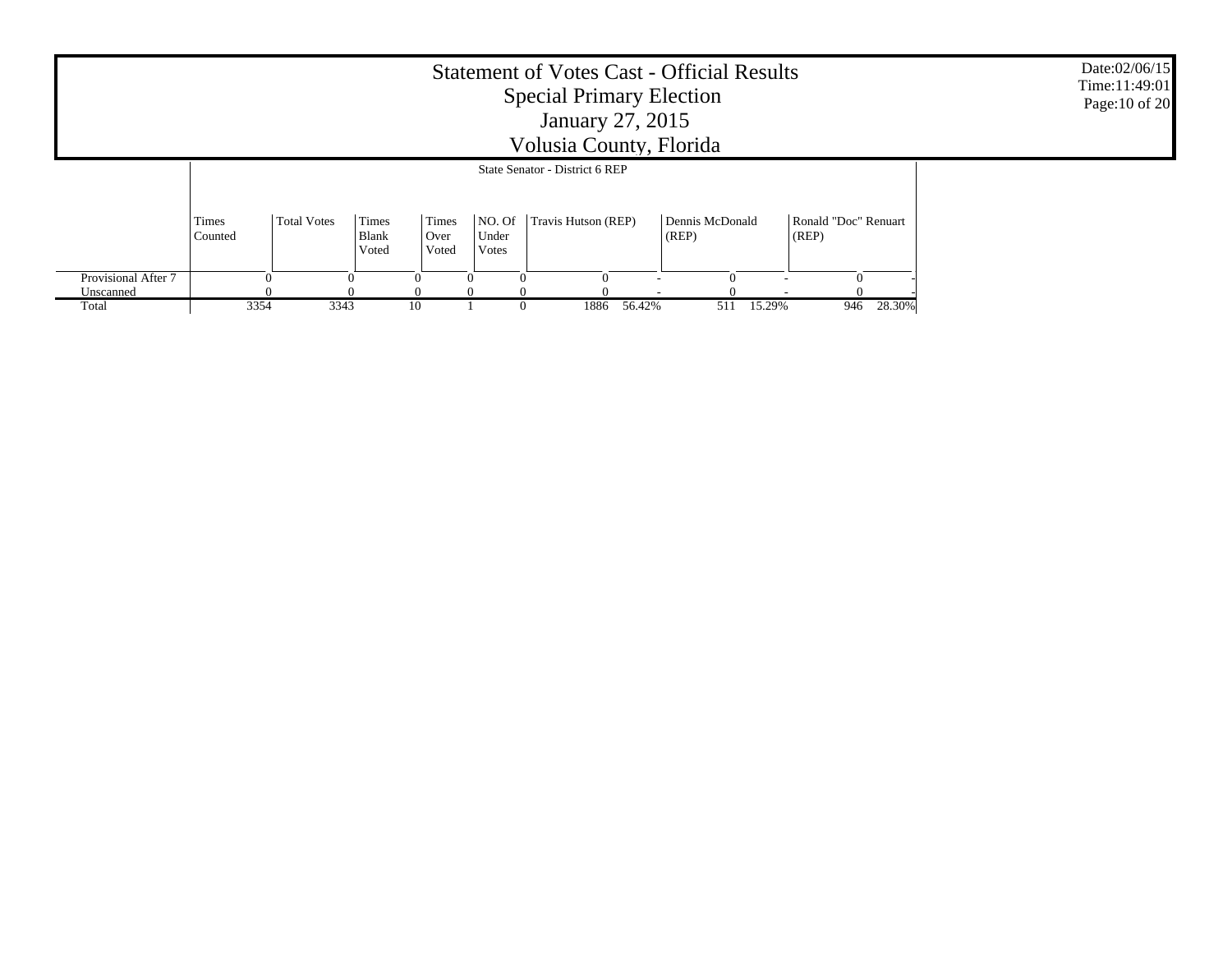# Statement of Votes Cast - Official Results
## Special Primary Election
## January 27, 2015
## Volusia County, Florida

Date:02/06/15
Time:11:49:01

| | State Senator - District 6 REP | | | | | | | | | | | |
|---|---|---|---|---|---|---|---|---|---|---|---|---|
| | Times Counted | Total Votes | Times Blank Voted | Times Over Voted | NO. Of Under Votes | Travis Hutson (REP) | | Dennis McDonald (REP) | | Ronald "Doc" Renuart (REP) | |
| Provisional After 7 | 0 | 0 | 0 | 0 | 0 | 0 | - | 0 | - | 0 | - |
| Unscanned | 0 | 0 | 0 | 0 | 0 | 0 | - | 0 | - | 0 | - |
| Total | 3354 | 3343 | 10 | 1 | 0 | 1886 | 56.42% | 511 | 15.29% | 946 | 28.30% |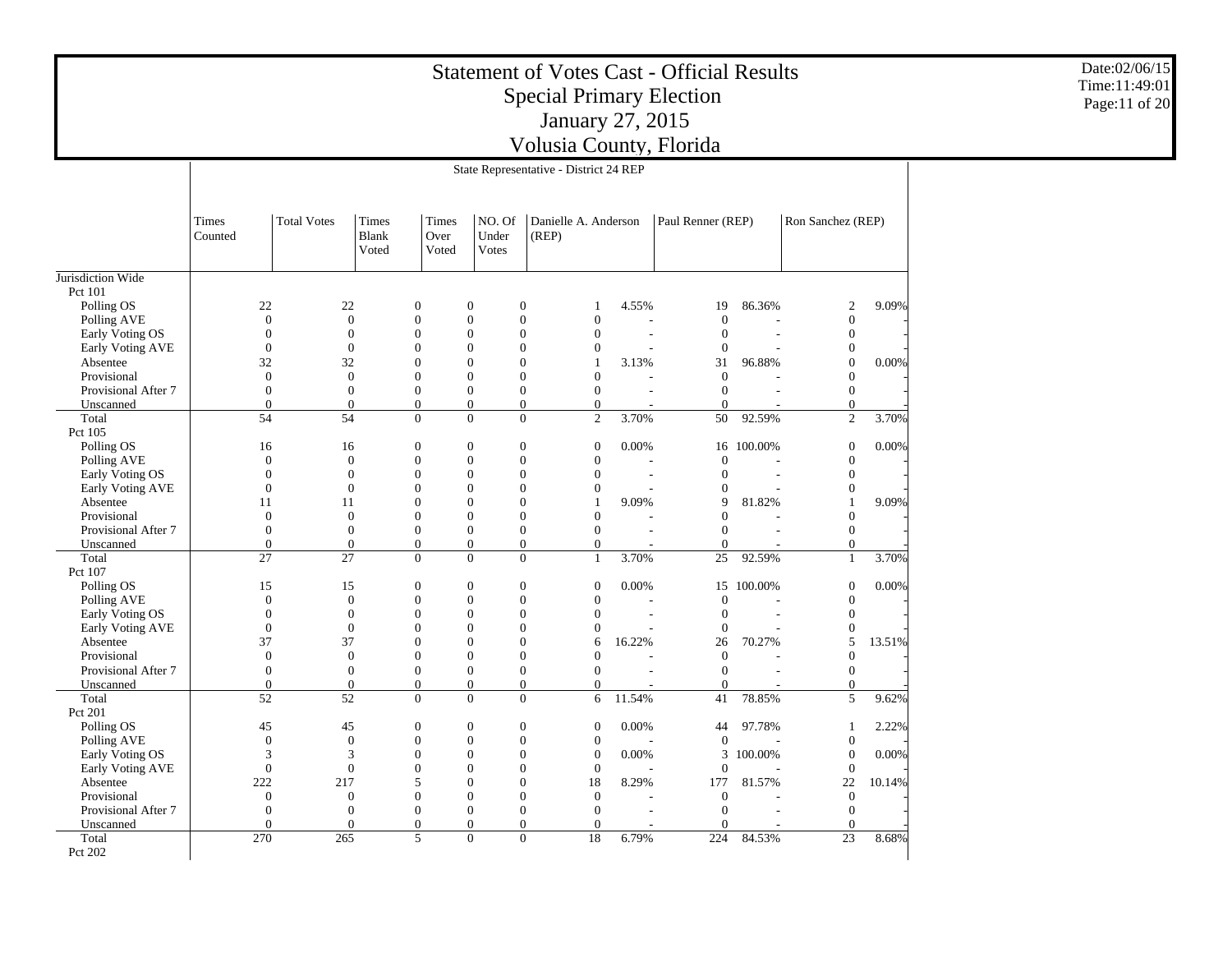# Statement of Votes Cast - Official Results
## Special Primary Election
## January 27, 2015
## Volusia County, Florida

Date:02/06/15
Time:11:49:01

State Representative - District 24 REP

| | Times Counted | Total Votes | Times Blank Voted | Times Over Voted | NO. Of Under Votes | Danielle A. Anderson (REP) | | Paul Renner (REP) | | Ron Sanchez (REP) | |
|---|---|---|---|---|---|---|---|---|---|---|---|
| Jurisdiction Wide | | | | | | | | | | | |
| Pct 101 | | | | | | | | | | | |
| Polling OS | 22 | 22 | 0 | 0 | 0 | 1 | 4.55% | 19 | 86.36% | 2 | 9.09% |
| Polling AVE | 0 | 0 | 0 | 0 | 0 | 0 | - | 0 | - | 0 | - |
| Early Voting OS | 0 | 0 | 0 | 0 | 0 | 0 | - | 0 | - | 0 | - |
| Early Voting AVE | 0 | 0 | 0 | 0 | 0 | 0 | - | 0 | - | 0 | - |
| Absentee | 32 | 32 | 0 | 0 | 0 | 1 | 3.13% | 31 | 96.88% | 0 | 0.00% |
| Provisional | 0 | 0 | 0 | 0 | 0 | 0 | - | 0 | - | 0 | - |
| Provisional After 7 | 0 | 0 | 0 | 0 | 0 | 0 | - | 0 | - | 0 | - |
| Unscanned | 0 | 0 | 0 | 0 | 0 | 0 | - | 0 | - | 0 | - |
| Total | 54 | 54 | 0 | 0 | 0 | 2 | 3.70% | 50 | 92.59% | 2 | 3.70% |
| Pct 105 | | | | | | | | | | | |
| Polling OS | 16 | 16 | 0 | 0 | 0 | 0 | 0.00% | 16 | 100.00% | 0 | 0.00% |
| Polling AVE | 0 | 0 | 0 | 0 | 0 | 0 | - | 0 | - | 0 | - |
| Early Voting OS | 0 | 0 | 0 | 0 | 0 | 0 | - | 0 | - | 0 | - |
| Early Voting AVE | 0 | 0 | 0 | 0 | 0 | 0 | - | 0 | - | 0 | - |
| Absentee | 11 | 11 | 0 | 0 | 0 | 1 | 9.09% | 9 | 81.82% | 1 | 9.09% |
| Provisional | 0 | 0 | 0 | 0 | 0 | 0 | - | 0 | - | 0 | - |
| Provisional After 7 | 0 | 0 | 0 | 0 | 0 | 0 | - | 0 | - | 0 | - |
| Unscanned | 0 | 0 | 0 | 0 | 0 | 0 | - | 0 | - | 0 | - |
| Total | 27 | 27 | 0 | 0 | 0 | 1 | 3.70% | 25 | 92.59% | 1 | 3.70% |
| Pct 107 | | | | | | | | | | | |
| Polling OS | 15 | 15 | 0 | 0 | 0 | 0 | 0.00% | 15 | 100.00% | 0 | 0.00% |
| Polling AVE | 0 | 0 | 0 | 0 | 0 | 0 | - | 0 | - | 0 | - |
| Early Voting OS | 0 | 0 | 0 | 0 | 0 | 0 | - | 0 | - | 0 | - |
| Early Voting AVE | 0 | 0 | 0 | 0 | 0 | 0 | - | 0 | - | 0 | - |
| Absentee | 37 | 37 | 0 | 0 | 0 | 6 | 16.22% | 26 | 70.27% | 5 | 13.51% |
| Provisional | 0 | 0 | 0 | 0 | 0 | 0 | - | 0 | - | 0 | - |
| Provisional After 7 | 0 | 0 | 0 | 0 | 0 | 0 | - | 0 | - | 0 | - |
| Unscanned | 0 | 0 | 0 | 0 | 0 | 0 | - | 0 | - | 0 | - |
| Total | 52 | 52 | 0 | 0 | 0 | 6 | 11.54% | 41 | 78.85% | 5 | 9.62% |
| Pct 201 | | | | | | | | | | | |
| Polling OS | 45 | 45 | 0 | 0 | 0 | 0 | 0.00% | 44 | 97.78% | 1 | 2.22% |
| Polling AVE | 0 | 0 | 0 | 0 | 0 | 0 | - | 0 | - | 0 | - |
| Early Voting OS | 3 | 3 | 0 | 0 | 0 | 0 | 0.00% | 3 | 100.00% | 0 | 0.00% |
| Early Voting AVE | 0 | 0 | 0 | 0 | 0 | 0 | - | 0 | - | 0 | - |
| Absentee | 222 | 217 | 5 | 0 | 0 | 18 | 8.29% | 177 | 81.57% | 22 | 10.14% |
| Provisional | 0 | 0 | 0 | 0 | 0 | 0 | - | 0 | - | 0 | - |
| Provisional After 7 | 0 | 0 | 0 | 0 | 0 | 0 | - | 0 | - | 0 | - |
| Unscanned | 0 | 0 | 0 | 0 | 0 | 0 | - | 0 | - | 0 | - |
| Total | 270 | 265 | 5 | 0 | 0 | 18 | 6.79% | 224 | 84.53% | 23 | 8.68% |
| Pct 202 | | | | | | | | | | | |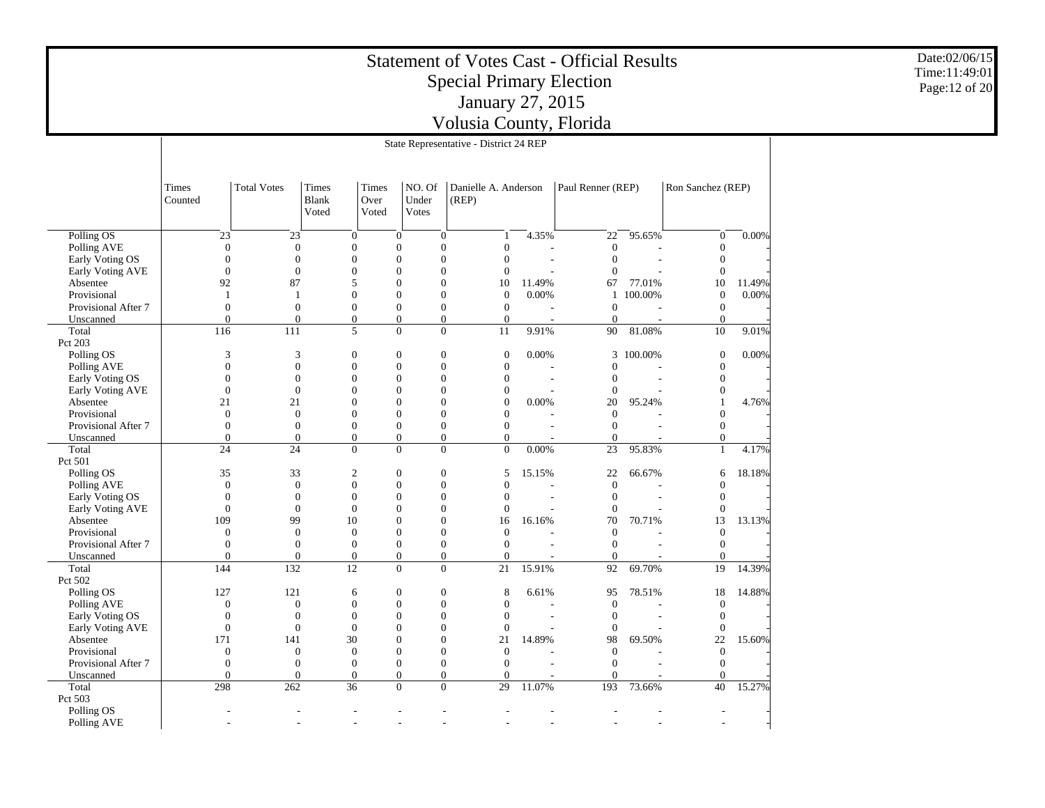# Statement of Votes Cast - Official Results
## Special Primary Election
## January 27, 2015
## Volusia County, Florida

Date:02/06/15
Time:11:49:01

State Representative - District 24 REP

| | Times Counted | Total Votes | Times Blank Voted | Times Over Voted | NO. Of Under Votes | Danielle A. Anderson (REP) | | Paul Renner (REP) | | Ron Sanchez (REP) | |
|---|---|---|---|---|---|---|---|---|---|---|---|
| Polling OS | 23 | 23 | 0 | 0 | 0 | 1 | 4.35% | 22 | 95.65% | 0 | 0.00% |
| Polling AVE | 0 | 0 | 0 | 0 | 0 | 0 | - | 0 | - | 0 | - |
| Early Voting OS | 0 | 0 | 0 | 0 | 0 | 0 | - | 0 | - | 0 | - |
| Early Voting AVE | 0 | 0 | 0 | 0 | 0 | 0 | - | 0 | - | 0 | - |
| Absentee | 92 | 87 | 5 | 0 | 0 | 10 | 11.49% | 67 | 77.01% | 10 | 11.49% |
| Provisional | 1 | 1 | 0 | 0 | 0 | 0 | 0.00% | 1 | 100.00% | 0 | 0.00% |
| Provisional After 7 | 0 | 0 | 0 | 0 | 0 | 0 | - | 0 | - | 0 | - |
| Unscanned | 0 | 0 | 0 | 0 | 0 | 0 | - | 0 | - | 0 | - |
| Total | 116 | 111 | 5 | 0 | 0 | 11 | 9.91% | 90 | 81.08% | 10 | 9.01% |
| Pct 203 | | | | | | | | | | | |
| Polling OS | 3 | 3 | 0 | 0 | 0 | 0 | 0.00% | 3 | 100.00% | 0 | 0.00% |
| Polling AVE | 0 | 0 | 0 | 0 | 0 | 0 | - | 0 | - | 0 | - |
| Early Voting OS | 0 | 0 | 0 | 0 | 0 | 0 | - | 0 | - | 0 | - |
| Early Voting AVE | 0 | 0 | 0 | 0 | 0 | 0 | - | 0 | - | 0 | - |
| Absentee | 21 | 21 | 0 | 0 | 0 | 0 | 0.00% | 20 | 95.24% | 1 | 4.76% |
| Provisional | 0 | 0 | 0 | 0 | 0 | 0 | - | 0 | - | 0 | - |
| Provisional After 7 | 0 | 0 | 0 | 0 | 0 | 0 | - | 0 | - | 0 | - |
| Unscanned | 0 | 0 | 0 | 0 | 0 | 0 | - | 0 | - | 0 | - |
| Total | 24 | 24 | 0 | 0 | 0 | 0 | 0.00% | 23 | 95.83% | 1 | 4.17% |
| Pct 501 | | | | | | | | | | | |
| Polling OS | 35 | 33 | 2 | 0 | 0 | 5 | 15.15% | 22 | 66.67% | 6 | 18.18% |
| Polling AVE | 0 | 0 | 0 | 0 | 0 | 0 | - | 0 | - | 0 | - |
| Early Voting OS | 0 | 0 | 0 | 0 | 0 | 0 | - | 0 | - | 0 | - |
| Early Voting AVE | 0 | 0 | 0 | 0 | 0 | 0 | - | 0 | - | 0 | - |
| Absentee | 109 | 99 | 10 | 0 | 0 | 16 | 16.16% | 70 | 70.71% | 13 | 13.13% |
| Provisional | 0 | 0 | 0 | 0 | 0 | 0 | - | 0 | - | 0 | - |
| Provisional After 7 | 0 | 0 | 0 | 0 | 0 | 0 | - | 0 | - | 0 | - |
| Unscanned | 0 | 0 | 0 | 0 | 0 | 0 | - | 0 | - | 0 | - |
| Total | 144 | 132 | 12 | 0 | 0 | 21 | 15.91% | 92 | 69.70% | 19 | 14.39% |
| Pct 502 | | | | | | | | | | | |
| Polling OS | 127 | 121 | 6 | 0 | 0 | 8 | 6.61% | 95 | 78.51% | 18 | 14.88% |
| Polling AVE | 0 | 0 | 0 | 0 | 0 | 0 | - | 0 | - | 0 | - |
| Early Voting OS | 0 | 0 | 0 | 0 | 0 | 0 | - | 0 | - | 0 | - |
| Early Voting AVE | 0 | 0 | 0 | 0 | 0 | 0 | - | 0 | - | 0 | - |
| Absentee | 171 | 141 | 30 | 0 | 0 | 21 | 14.89% | 98 | 69.50% | 22 | 15.60% |
| Provisional | 0 | 0 | 0 | 0 | 0 | 0 | - | 0 | - | 0 | - |
| Provisional After 7 | 0 | 0 | 0 | 0 | 0 | 0 | - | 0 | - | 0 | - |
| Unscanned | 0 | 0 | 0 | 0 | 0 | 0 | - | 0 | - | 0 | - |
| Total | 298 | 262 | 36 | 0 | 0 | 29 | 11.07% | 193 | 73.66% | 40 | 15.27% |
| Pct 503 | | | | | | | | | | | |
| Polling OS | - | - | - | - | - | - | - | - | - | - | - |
| Polling AVE | - | - | - | - | - | - | - | - | - | - | - |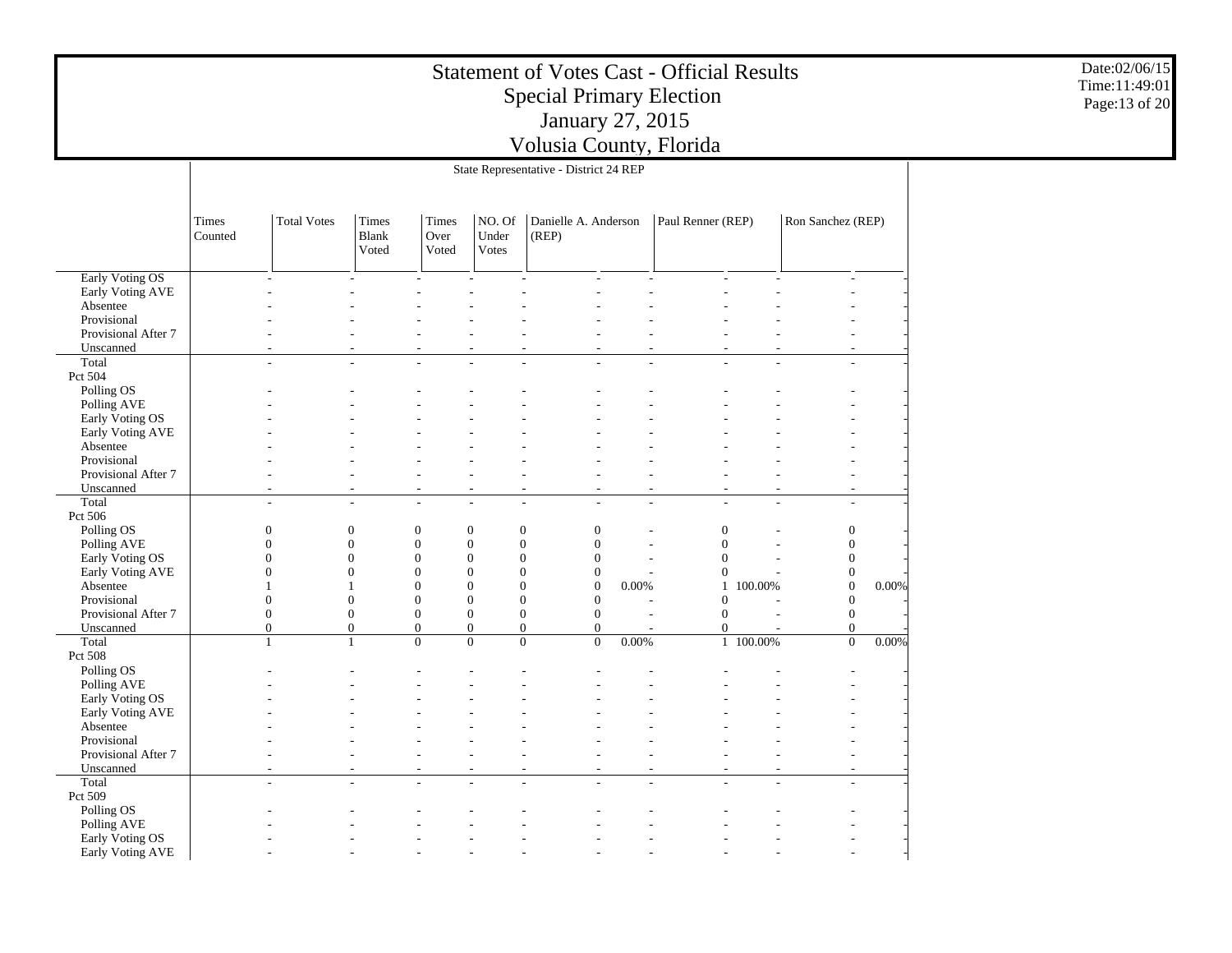# Statement of Votes Cast - Official Results
## Special Primary Election
## January 27, 2015
## Volusia County, Florida

State Representative - District 24 REP

| | Times Counted | Total Votes | Times Blank Voted | Times Over Voted | NO. Of Under Votes | Danielle A. Anderson (REP) | | Paul Renner (REP) | | Ron Sanchez (REP) | |
|---|---|---|---|---|---|---|---|---|---|---|---|
| Early Voting OS | - | - | - | - | - | - | - | - | - | - | - |
| Early Voting AVE | - | - | - | - | - | - | - | - | - | - | - |
| Absentee | - | - | - | - | - | - | - | - | - | - | - |
| Provisional | - | - | - | - | - | - | - | - | - | - | - |
| Provisional After 7 | - | - | - | - | - | - | - | - | - | - | - |
| Unscanned | - | - | - | - | - | - | - | - | - | - | - |
| Total | - | - | - | - | - | - | - | - | - | - | - |
| Pct 504 | | | | | | | | | | | |
| Polling OS | - | - | - | - | - | - | - | - | - | - | - |
| Polling AVE | - | - | - | - | - | - | - | - | - | - | - |
| Early Voting OS | - | - | - | - | - | - | - | - | - | - | - |
| Early Voting AVE | - | - | - | - | - | - | - | - | - | - | - |
| Absentee | - | - | - | - | - | - | - | - | - | - | - |
| Provisional | - | - | - | - | - | - | - | - | - | - | - |
| Provisional After 7 | - | - | - | - | - | - | - | - | - | - | - |
| Unscanned | - | - | - | - | - | - | - | - | - | - | - |
| Total | - | - | - | - | - | - | - | - | - | - | - |
| Pct 506 | | | | | | | | | | | |
| Polling OS | 0 | 0 | 0 | 0 | 0 | 0 | - | 0 | - | 0 | - |
| Polling AVE | 0 | 0 | 0 | 0 | 0 | 0 | - | 0 | - | 0 | - |
| Early Voting OS | 0 | 0 | 0 | 0 | 0 | 0 | - | 0 | - | 0 | - |
| Early Voting AVE | 0 | 0 | 0 | 0 | 0 | 0 | - | 0 | - | 0 | - |
| Absentee | 1 | 1 | 0 | 0 | 0 | 0 | 0.00% | 1 | 100.00% | 0 | 0.00% |
| Provisional | 0 | 0 | 0 | 0 | 0 | 0 | - | 0 | - | 0 | - |
| Provisional After 7 | 0 | 0 | 0 | 0 | 0 | 0 | - | 0 | - | 0 | - |
| Unscanned | 0 | 0 | 0 | 0 | 0 | 0 | - | 0 | - | 0 | - |
| Total | 1 | 1 | 0 | 0 | 0 | 0 | 0.00% | 1 | 100.00% | 0 | 0.00% |
| Pct 508 | | | | | | | | | | | |
| Polling OS | - | - | - | - | - | - | - | - | - | - | - |
| Polling AVE | - | - | - | - | - | - | - | - | - | - | - |
| Early Voting OS | - | - | - | - | - | - | - | - | - | - | - |
| Early Voting AVE | - | - | - | - | - | - | - | - | - | - | - |
| Absentee | - | - | - | - | - | - | - | - | - | - | - |
| Provisional | - | - | - | - | - | - | - | - | - | - | - |
| Provisional After 7 | - | - | - | - | - | - | - | - | - | - | - |
| Unscanned | - | - | - | - | - | - | - | - | - | - | - |
| Total | - | - | - | - | - | - | - | - | - | - | - |
| Pct 509 | | | | | | | | | | | |
| Polling OS | - | - | - | - | - | - | - | - | - | - | - |
| Polling AVE | - | - | - | - | - | - | - | - | - | - | - |
| Early Voting OS | - | - | - | - | - | - | - | - | - | - | - |
| Early Voting AVE | - | - | - | - | - | - | - | - | - | - | - |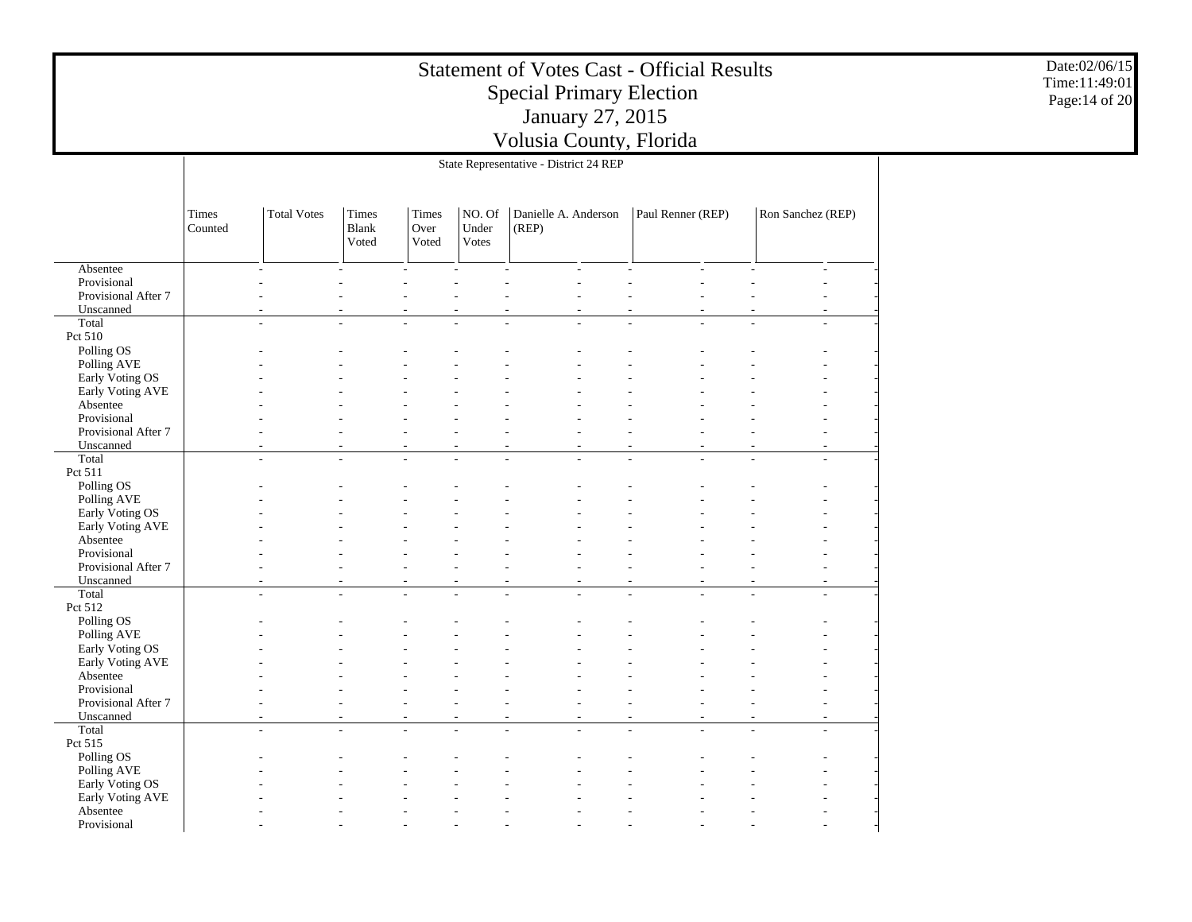# Statement of Votes Cast - Official Results
## Special Primary Election
## January 27, 2015
## Volusia County, Florida

### State Representative - District 24 REP

| | Times Counted | Total Votes | Times Blank Voted | Times Over Voted | NO. Of Under Votes | Danielle A. Anderson (REP) | | Paul Renner (REP) | | Ron Sanchez (REP) | |
|---|---|---|---|---|---|---|---|---|---|---|---|
| Absentee | - | - | - | - | - | - | - | - | - | - | - |
| Provisional | - | - | - | - | - | - | - | - | - | - | - |
| Provisional After 7 | - | - | - | - | - | - | - | - | - | - | - |
| Unscanned | - | - | - | - | - | - | - | - | - | - | - |
| Total | - | - | - | - | - | - | - | - | - | - | - |
| Pct 510 | | | | | | | | | | | |
| Polling OS | - | - | - | - | - | - | - | - | - | - | - |
| Polling AVE | - | - | - | - | - | - | - | - | - | - | - |
| Early Voting OS | - | - | - | - | - | - | - | - | - | - | - |
| Early Voting AVE | - | - | - | - | - | - | - | - | - | - | - |
| Absentee | - | - | - | - | - | - | - | - | - | - | - |
| Provisional | - | - | - | - | - | - | - | - | - | - | - |
| Provisional After 7 | - | - | - | - | - | - | - | - | - | - | - |
| Unscanned | - | - | - | - | - | - | - | - | - | - | - |
| Total | - | - | - | - | - | - | - | - | - | - | - |
| Pct 511 | | | | | | | | | | | |
| Polling OS | - | - | - | - | - | - | - | - | - | - | - |
| Polling AVE | - | - | - | - | - | - | - | - | - | - | - |
| Early Voting OS | - | - | - | - | - | - | - | - | - | - | - |
| Early Voting AVE | - | - | - | - | - | - | - | - | - | - | - |
| Absentee | - | - | - | - | - | - | - | - | - | - | - |
| Provisional | - | - | - | - | - | - | - | - | - | - | - |
| Provisional After 7 | - | - | - | - | - | - | - | - | - | - | - |
| Unscanned | - | - | - | - | - | - | - | - | - | - | - |
| Total | - | - | - | - | - | - | - | - | - | - | - |
| Pct 512 | | | | | | | | | | | |
| Polling OS | - | - | - | - | - | - | - | - | - | - | - |
| Polling AVE | - | - | - | - | - | - | - | - | - | - | - |
| Early Voting OS | - | - | - | - | - | - | - | - | - | - | - |
| Early Voting AVE | - | - | - | - | - | - | - | - | - | - | - |
| Absentee | - | - | - | - | - | - | - | - | - | - | - |
| Provisional | - | - | - | - | - | - | - | - | - | - | - |
| Provisional After 7 | - | - | - | - | - | - | - | - | - | - | - |
| Unscanned | - | - | - | - | - | - | - | - | - | - | - |
| Total | - | - | - | - | - | - | - | - | - | - | - |
| Pct 515 | | | | | | | | | | | |
| Polling OS | - | - | - | - | - | - | - | - | - | - | - |
| Polling AVE | - | - | - | - | - | - | - | - | - | - | - |
| Early Voting OS | - | - | - | - | - | - | - | - | - | - | - |
| Early Voting AVE | - | - | - | - | - | - | - | - | - | - | - |
| Absentee | - | - | - | - | - | - | - | - | - | - | - |
| Provisional | - | - | - | - | - | - | - | - | - | - | - |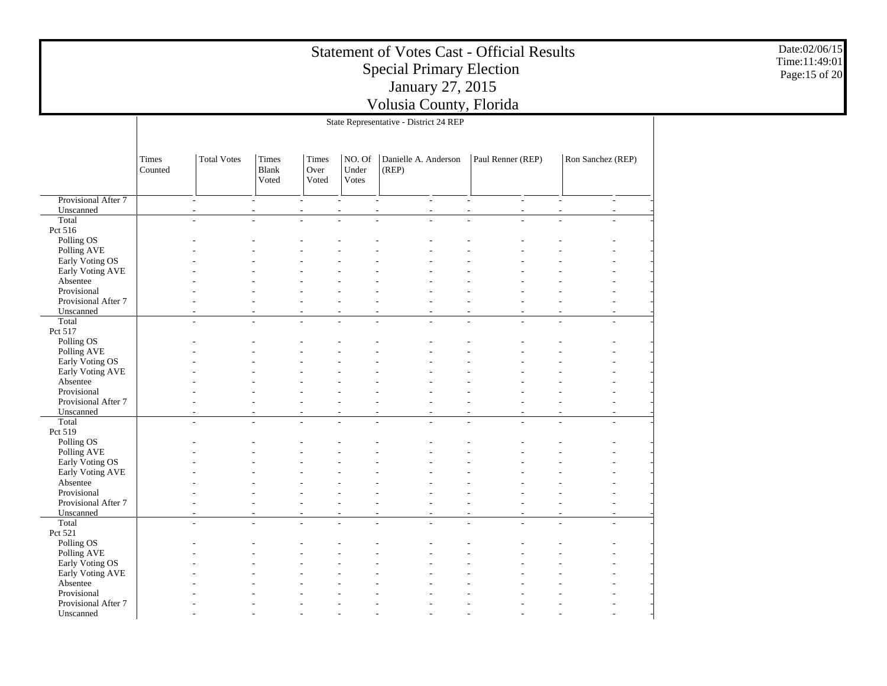# Statement of Votes Cast - Official Results
## Special Primary Election
## January 27, 2015
## Volusia County, Florida

State Representative - District 24 REP

| | Times Counted | Total Votes | Times Blank Voted | Times Over Voted | NO. Of Under Votes | Danielle A. Anderson (REP) | | Paul Renner (REP) | | Ron Sanchez (REP) | |
|---|---|---|---|---|---|---|---|---|---|---|---|
| Provisional After 7 | - | - | - | - | - | - | - | - | - | - | - |
| Unscanned | - | - | - | - | - | - | - | - | - | - | - |
| Total | - | - | - | - | - | - | - | - | - | - | - |
| Pct 516 | | | | | | | | | | | |
| Polling OS | - | - | - | - | - | - | - | - | - | - | - |
| Polling AVE | - | - | - | - | - | - | - | - | - | - | - |
| Early Voting OS | - | - | - | - | - | - | - | - | - | - | - |
| Early Voting AVE | - | - | - | - | - | - | - | - | - | - | - |
| Absentee | - | - | - | - | - | - | - | - | - | - | - |
| Provisional | - | - | - | - | - | - | - | - | - | - | - |
| Provisional After 7 | - | - | - | - | - | - | - | - | - | - | - |
| Unscanned | - | - | - | - | - | - | - | - | - | - | - |
| Total | - | - | - | - | - | - | - | - | - | - | - |
| Pct 517 | | | | | | | | | | | |
| Polling OS | - | - | - | - | - | - | - | - | - | - | - |
| Polling AVE | - | - | - | - | - | - | - | - | - | - | - |
| Early Voting OS | - | - | - | - | - | - | - | - | - | - | - |
| Early Voting AVE | - | - | - | - | - | - | - | - | - | - | - |
| Absentee | - | - | - | - | - | - | - | - | - | - | - |
| Provisional | - | - | - | - | - | - | - | - | - | - | - |
| Provisional After 7 | - | - | - | - | - | - | - | - | - | - | - |
| Unscanned | - | - | - | - | - | - | - | - | - | - | - |
| Total | - | - | - | - | - | - | - | - | - | - | - |
| Pct 519 | | | | | | | | | | | |
| Polling OS | - | - | - | - | - | - | - | - | - | - | - |
| Polling AVE | - | - | - | - | - | - | - | - | - | - | - |
| Early Voting OS | - | - | - | - | - | - | - | - | - | - | - |
| Early Voting AVE | - | - | - | - | - | - | - | - | - | - | - |
| Absentee | - | - | - | - | - | - | - | - | - | - | - |
| Provisional | - | - | - | - | - | - | - | - | - | - | - |
| Provisional After 7 | - | - | - | - | - | - | - | - | - | - | - |
| Unscanned | - | - | - | - | - | - | - | - | - | - | - |
| Total | - | - | - | - | - | - | - | - | - | - | - |
| Pct 521 | | | | | | | | | | | |
| Polling OS | - | - | - | - | - | - | - | - | - | - | - |
| Polling AVE | - | - | - | - | - | - | - | - | - | - | - |
| Early Voting OS | - | - | - | - | - | - | - | - | - | - | - |
| Early Voting AVE | - | - | - | - | - | - | - | - | - | - | - |
| Absentee | - | - | - | - | - | - | - | - | - | - | - |
| Provisional | - | - | - | - | - | - | - | - | - | - | - |
| Provisional After 7 | - | - | - | - | - | - | - | - | - | - | - |
| Unscanned | - | - | - | - | - | - | - | - | - | - | - |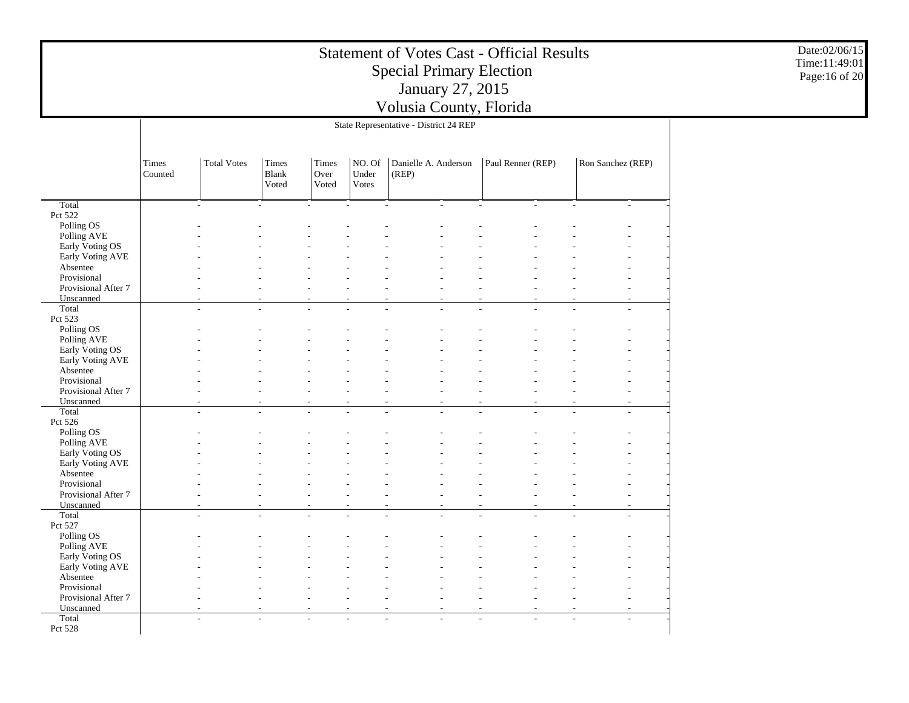# Statement of Votes Cast - Official Results
## Special Primary Election
## January 27, 2015
## Volusia County, Florida

Date:02/06/15
Time:11:49:01

State Representative - District 24 REP

| | Times Counted | Total Votes | Times Blank Voted | Times Over Voted | NO. Of Under Votes | Danielle A. Anderson (REP) | | Paul Renner (REP) | | Ron Sanchez (REP) | |
|---|---|---|---|---|---|---|---|---|---|---|---|
| Total | - | - | - | - | - | - | - | - | - | - | - |
| **Pct 522** | | | | | | | | | | | |
| Polling OS | - | - | - | - | - | - | - | - | - | - | - |
| Polling AVE | - | - | - | - | - | - | - | - | - | - | - |
| Early Voting OS | - | - | - | - | - | - | - | - | - | - | - |
| Early Voting AVE | - | - | - | - | - | - | - | - | - | - | - |
| Absentee | - | - | - | - | - | - | - | - | - | - | - |
| Provisional | - | - | - | - | - | - | - | - | - | - | - |
| Provisional After 7 | - | - | - | - | - | - | - | - | - | - | - |
| Unscanned | - | - | - | - | - | - | - | - | - | - | - |
| Total | - | - | - | - | - | - | - | - | - | - | - |
| **Pct 523** | | | | | | | | | | | |
| Polling OS | - | - | - | - | - | - | - | - | - | - | - |
| Polling AVE | - | - | - | - | - | - | - | - | - | - | - |
| Early Voting OS | - | - | - | - | - | - | - | - | - | - | - |
| Early Voting AVE | - | - | - | - | - | - | - | - | - | - | - |
| Absentee | - | - | - | - | - | - | - | - | - | - | - |
| Provisional | - | - | - | - | - | - | - | - | - | - | - |
| Provisional After 7 | - | - | - | - | - | - | - | - | - | - | - |
| Unscanned | - | - | - | - | - | - | - | - | - | - | - |
| Total | - | - | - | - | - | - | - | - | - | - | - |
| **Pct 526** | | | | | | | | | | | |
| Polling OS | - | - | - | - | - | - | - | - | - | - | - |
| Polling AVE | - | - | - | - | - | - | - | - | - | - | - |
| Early Voting OS | - | - | - | - | - | - | - | - | - | - | - |
| Early Voting AVE | - | - | - | - | - | - | - | - | - | - | - |
| Absentee | - | - | - | - | - | - | - | - | - | - | - |
| Provisional | - | - | - | - | - | - | - | - | - | - | - |
| Provisional After 7 | - | - | - | - | - | - | - | - | - | - | - |
| Unscanned | - | - | - | - | - | - | - | - | - | - | - |
| Total | - | - | - | - | - | - | - | - | - | - | - |
| **Pct 527** | | | | | | | | | | | |
| Polling OS | - | - | - | - | - | - | - | - | - | - | - |
| Polling AVE | - | - | - | - | - | - | - | - | - | - | - |
| Early Voting OS | - | - | - | - | - | - | - | - | - | - | - |
| Early Voting AVE | - | - | - | - | - | - | - | - | - | - | - |
| Absentee | - | - | - | - | - | - | - | - | - | - | - |
| Provisional | - | - | - | - | - | - | - | - | - | - | - |
| Provisional After 7 | - | - | - | - | - | - | - | - | - | - | - |
| Unscanned | - | - | - | - | - | - | - | - | - | - | - |
| Total | - | - | - | - | - | - | - | - | - | - | - |
| **Pct 528** | | | | | | | | | | | |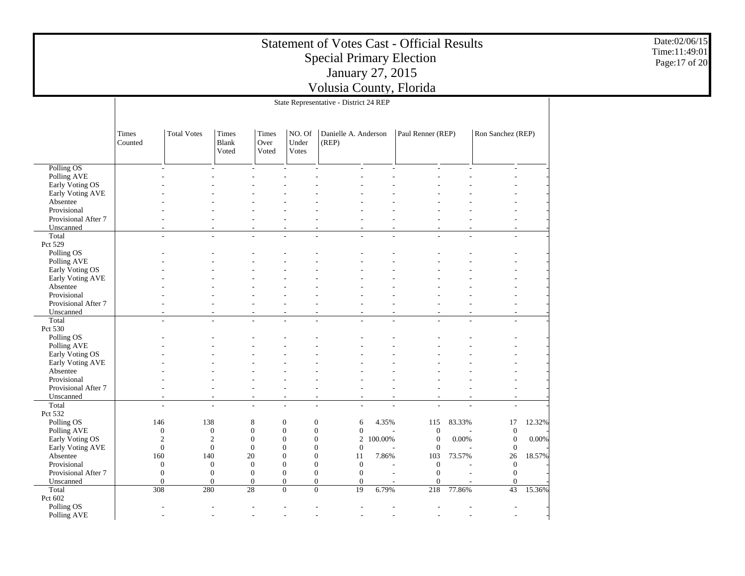# Statement of Votes Cast - Official Results
## Special Primary Election
## January 27, 2015
## Volusia County, Florida

State Representative - District 24 REP

| | Times Counted | Total Votes | Times Blank Voted | Times Over Voted | NO. Of Under Votes | Danielle A. Anderson (REP) | | Paul Renner (REP) | | Ron Sanchez (REP) | |
|---|---|---|---|---|---|---|---|---|---|---|---|
| Polling OS | - | - | - | - | - | - | - | - | - | - | - |
| Polling AVE | - | - | - | - | - | - | - | - | - | - | - |
| Early Voting OS | - | - | - | - | - | - | - | - | - | - | - |
| Early Voting AVE | - | - | - | - | - | - | - | - | - | - | - |
| Absentee | - | - | - | - | - | - | - | - | - | - | - |
| Provisional | - | - | - | - | - | - | - | - | - | - | - |
| Provisional After 7 | - | - | - | - | - | - | - | - | - | - | - |
| Unscanned | - | - | - | - | - | - | - | - | - | - | - |
| Total | - | - | - | - | - | - | - | - | - | - | - |
| Pct 529 | | | | | | | | | | | |
| Polling OS | - | - | - | - | - | - | - | - | - | - | - |
| Polling AVE | - | - | - | - | - | - | - | - | - | - | - |
| Early Voting OS | - | - | - | - | - | - | - | - | - | - | - |
| Early Voting AVE | - | - | - | - | - | - | - | - | - | - | - |
| Absentee | - | - | - | - | - | - | - | - | - | - | - |
| Provisional | - | - | - | - | - | - | - | - | - | - | - |
| Provisional After 7 | - | - | - | - | - | - | - | - | - | - | - |
| Unscanned | - | - | - | - | - | - | - | - | - | - | - |
| Total | - | - | - | - | - | - | - | - | - | - | - |
| Pct 530 | | | | | | | | | | | |
| Polling OS | - | - | - | - | - | - | - | - | - | - | - |
| Polling AVE | - | - | - | - | - | - | - | - | - | - | - |
| Early Voting OS | - | - | - | - | - | - | - | - | - | - | - |
| Early Voting AVE | - | - | - | - | - | - | - | - | - | - | - |
| Absentee | - | - | - | - | - | - | - | - | - | - | - |
| Provisional | - | - | - | - | - | - | - | - | - | - | - |
| Provisional After 7 | - | - | - | - | - | - | - | - | - | - | - |
| Unscanned | - | - | - | - | - | - | - | - | - | - | - |
| Total | - | - | - | - | - | - | - | - | - | - | - |
| Pct 532 | | | | | | | | | | | |
| Polling OS | 146 | 138 | 8 | 0 | 0 | 6 | 4.35% | 115 | 83.33% | 17 | 12.32% |
| Polling AVE | 0 | 0 | 0 | 0 | 0 | 0 | - | 0 | - | 0 | - |
| Early Voting OS | 2 | 2 | 0 | 0 | 0 | 2 | 100.00% | 0 | 0.00% | 0 | 0.00% |
| Early Voting AVE | 0 | 0 | 0 | 0 | 0 | 0 | - | 0 | - | 0 | - |
| Absentee | 160 | 140 | 20 | 0 | 0 | 11 | 7.86% | 103 | 73.57% | 26 | 18.57% |
| Provisional | 0 | 0 | 0 | 0 | 0 | 0 | - | 0 | - | 0 | - |
| Provisional After 7 | 0 | 0 | 0 | 0 | 0 | 0 | - | 0 | - | 0 | - |
| Unscanned | 0 | 0 | 0 | 0 | 0 | 0 | - | 0 | - | 0 | - |
| Total | 308 | 280 | 28 | 0 | 0 | 19 | 6.79% | 218 | 77.86% | 43 | 15.36% |
| Pct 602 | | | | | | | | | | | |
| Polling OS | - | - | - | - | - | - | - | - | - | - | - |
| Polling AVE | - | - | - | - | - | - | - | - | - | - | - |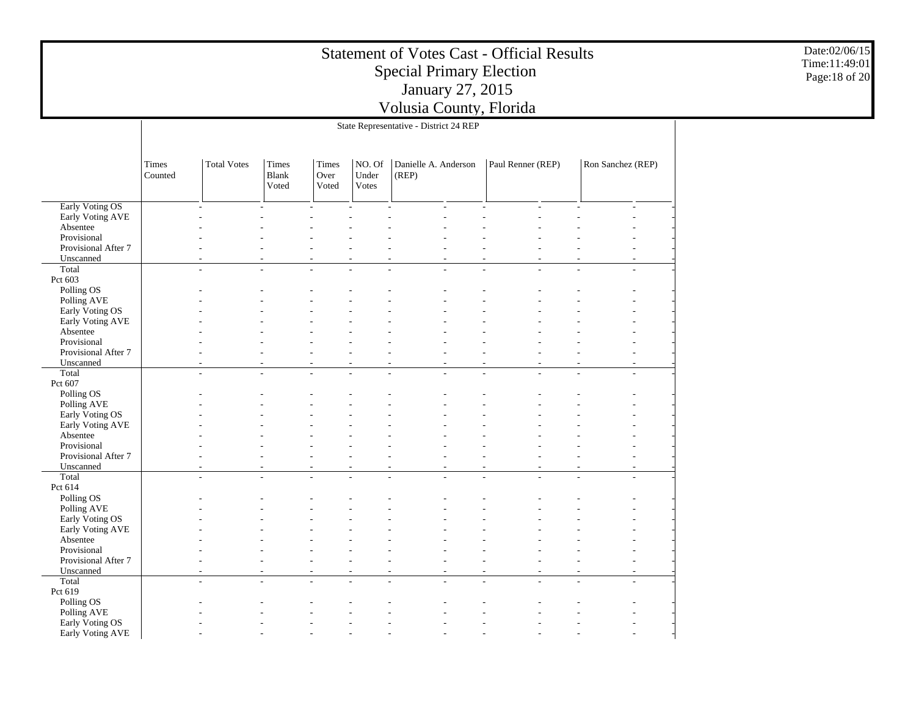# Statement of Votes Cast - Official Results
## Special Primary Election
## January 27, 2015
## Volusia County, Florida

Date:02/06/15
Time:11:49:01

State Representative - District 24 REP

| | Times Counted | Total Votes | Times Blank Voted | Times Over Voted | NO. Of Under Votes | Danielle A. Anderson (REP) | | Paul Renner (REP) | | Ron Sanchez (REP) | |
|---|---|---|---|---|---|---|---|---|---|---|---|
| Early Voting OS | - | - | - | - | - | - | - | - | - | - | - |
| Early Voting AVE | - | - | - | - | - | - | - | - | - | - | - |
| Absentee | - | - | - | - | - | - | - | - | - | - | - |
| Provisional | - | - | - | - | - | - | - | - | - | - | - |
| Provisional After 7 | - | - | - | - | - | - | - | - | - | - | - |
| Unscanned | - | - | - | - | - | - | - | - | - | - | - |
| Total | - | - | - | - | - | - | - | - | - | - | - |
| Pct 603 | | | | | | | | | | | |
| Polling OS | - | - | - | - | - | - | - | - | - | - | - |
| Polling AVE | - | - | - | - | - | - | - | - | - | - | - |
| Early Voting OS | - | - | - | - | - | - | - | - | - | - | - |
| Early Voting AVE | - | - | - | - | - | - | - | - | - | - | - |
| Absentee | - | - | - | - | - | - | - | - | - | - | - |
| Provisional | - | - | - | - | - | - | - | - | - | - | - |
| Provisional After 7 | - | - | - | - | - | - | - | - | - | - | - |
| Unscanned | - | - | - | - | - | - | - | - | - | - | - |
| Total | - | - | - | - | - | - | - | - | - | - | - |
| Pct 607 | | | | | | | | | | | |
| Polling OS | - | - | - | - | - | - | - | - | - | - | - |
| Polling AVE | - | - | - | - | - | - | - | - | - | - | - |
| Early Voting OS | - | - | - | - | - | - | - | - | - | - | - |
| Early Voting AVE | - | - | - | - | - | - | - | - | - | - | - |
| Absentee | - | - | - | - | - | - | - | - | - | - | - |
| Provisional | - | - | - | - | - | - | - | - | - | - | - |
| Provisional After 7 | - | - | - | - | - | - | - | - | - | - | - |
| Unscanned | - | - | - | - | - | - | - | - | - | - | - |
| Total | - | - | - | - | - | - | - | - | - | - | - |
| Pct 614 | | | | | | | | | | | |
| Polling OS | - | - | - | - | - | - | - | - | - | - | - |
| Polling AVE | - | - | - | - | - | - | - | - | - | - | - |
| Early Voting OS | - | - | - | - | - | - | - | - | - | - | - |
| Early Voting AVE | - | - | - | - | - | - | - | - | - | - | - |
| Absentee | - | - | - | - | - | - | - | - | - | - | - |
| Provisional | - | - | - | - | - | - | - | - | - | - | - |
| Provisional After 7 | - | - | - | - | - | - | - | - | - | - | - |
| Unscanned | - | - | - | - | - | - | - | - | - | - | - |
| Total | - | - | - | - | - | - | - | - | - | - | - |
| Pct 619 | | | | | | | | | | | |
| Polling OS | - | - | - | - | - | - | - | - | - | - | - |
| Polling AVE | - | - | - | - | - | - | - | - | - | - | - |
| Early Voting OS | - | - | - | - | - | - | - | - | - | - | - |
| Early Voting AVE | - | - | - | - | - | - | - | - | - | - | - |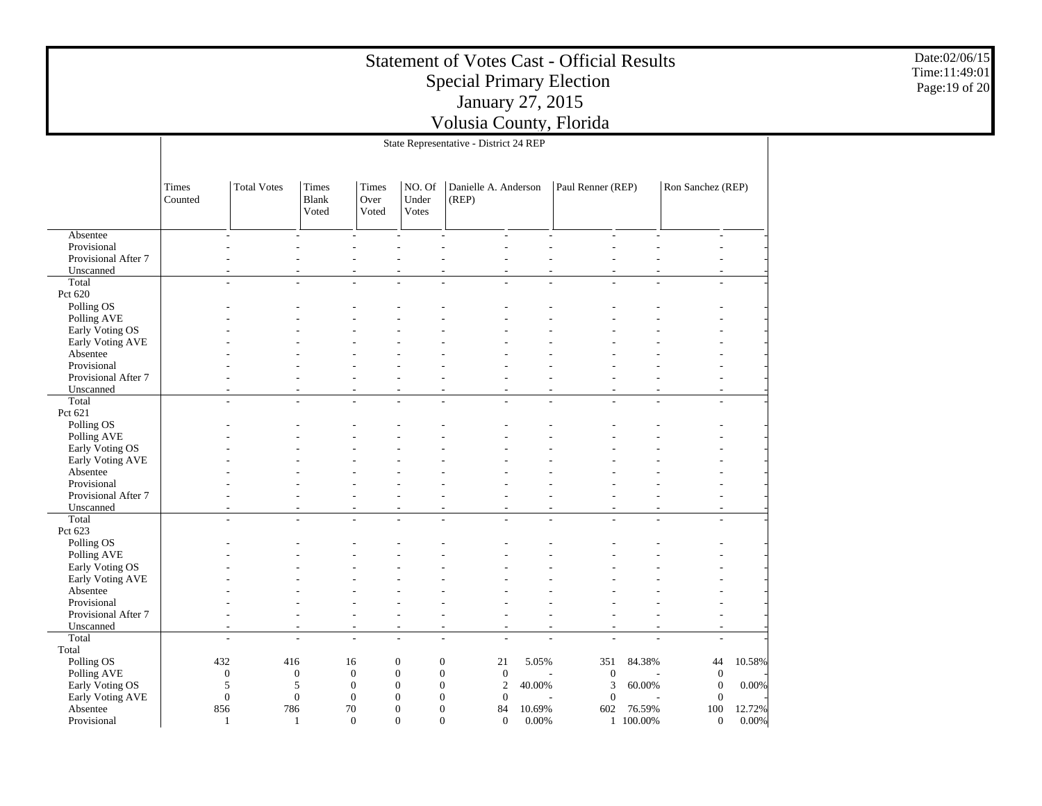# Statement of Votes Cast - Official Results
## Special Primary Election
## January 27, 2015
## Volusia County, Florida

Date:02/06/15
Time:11:49:01

State Representative - District 24 REP

| | Times Counted | Total Votes | Times Blank Voted | Times Over Voted | NO. Of Under Votes | Danielle A. Anderson (REP) | | Paul Renner (REP) | | Ron Sanchez (REP) | |
|---|---|---|---|---|---|---|---|---|---|---|---|
| Absentee | - | - | - | - | - | - | - | - | - | - | - |
| Provisional | - | - | - | - | - | - | - | - | - | - | - |
| Provisional After 7 | - | - | - | - | - | - | - | - | - | - | - |
| Unscanned | - | - | - | - | - | - | - | - | - | - | - |
| Total | - | - | - | - | - | - | - | - | - | - | - |
| Pct 620 | | | | | | | | | | | |
| Polling OS | - | - | - | - | - | - | - | - | - | - | - |
| Polling AVE | - | - | - | - | - | - | - | - | - | - | - |
| Early Voting OS | - | - | - | - | - | - | - | - | - | - | - |
| Early Voting AVE | - | - | - | - | - | - | - | - | - | - | - |
| Absentee | - | - | - | - | - | - | - | - | - | - | - |
| Provisional | - | - | - | - | - | - | - | - | - | - | - |
| Provisional After 7 | - | - | - | - | - | - | - | - | - | - | - |
| Unscanned | - | - | - | - | - | - | - | - | - | - | - |
| Total | - | - | - | - | - | - | - | - | - | - | - |
| Pct 621 | | | | | | | | | | | |
| Polling OS | - | - | - | - | - | - | - | - | - | - | - |
| Polling AVE | - | - | - | - | - | - | - | - | - | - | - |
| Early Voting OS | - | - | - | - | - | - | - | - | - | - | - |
| Early Voting AVE | - | - | - | - | - | - | - | - | - | - | - |
| Absentee | - | - | - | - | - | - | - | - | - | - | - |
| Provisional | - | - | - | - | - | - | - | - | - | - | - |
| Provisional After 7 | - | - | - | - | - | - | - | - | - | - | - |
| Unscanned | - | - | - | - | - | - | - | - | - | - | - |
| Total | - | - | - | - | - | - | - | - | - | - | - |
| Pct 623 | | | | | | | | | | | |
| Polling OS | - | - | - | - | - | - | - | - | - | - | - |
| Polling AVE | - | - | - | - | - | - | - | - | - | - | - |
| Early Voting OS | - | - | - | - | - | - | - | - | - | - | - |
| Early Voting AVE | - | - | - | - | - | - | - | - | - | - | - |
| Absentee | - | - | - | - | - | - | - | - | - | - | - |
| Provisional | - | - | - | - | - | - | - | - | - | - | - |
| Provisional After 7 | - | - | - | - | - | - | - | - | - | - | - |
| Unscanned | - | - | - | - | - | - | - | - | - | - | - |
| Total | - | - | - | - | - | - | - | - | - | - | - |
| Total | | | | | | | | | | | |
| Polling OS | 432 | 416 | 16 | 0 | 0 | 21 | 5.05% | 351 | 84.38% | 44 | 10.58% |
| Polling AVE | 0 | 0 | 0 | 0 | 0 | 0 | - | 0 | - | 0 | - |
| Early Voting OS | 5 | 5 | 0 | 0 | 0 | 2 | 40.00% | 3 | 60.00% | 0 | 0.00% |
| Early Voting AVE | 0 | 0 | 0 | 0 | 0 | 0 | - | 0 | - | 0 | - |
| Absentee | 856 | 786 | 70 | 0 | 0 | 84 | 10.69% | 602 | 76.59% | 100 | 12.72% |
| Provisional | 1 | 1 | 0 | 0 | 0 | 0 | 0.00% | 1 | 100.00% | 0 | 0.00% |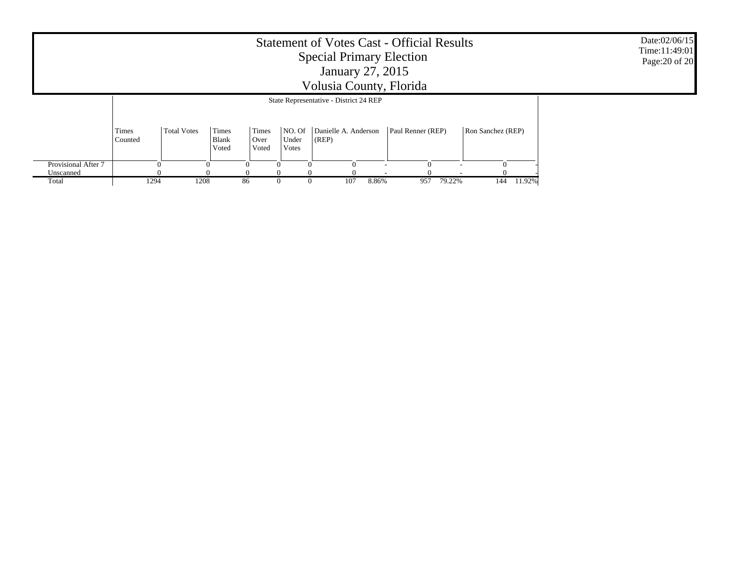# Statement of Votes Cast - Official Results
## Special Primary Election
## January 27, 2015
## Volusia County, Florida

Date:02/06/15
Time:11:49:01

| | State Representative - District 24 REP | | | | | | | | | | |
|---|---|---|---|---|---|---|---|---|---|---|---|
| | Times Counted | Total Votes | Times Blank Voted | Times Over Voted | NO. Of Under Votes | Danielle A. Anderson (REP) | | Paul Renner (REP) | | Ron Sanchez (REP) | |
| Provisional After 7 | 0 | 0 | 0 | 0 | 0 | 0 | - | 0 | - | 0 | - |
| Unscanned | 0 | 0 | 0 | 0 | 0 | 0 | - | 0 | - | 0 | - |
| Total | 1294 | 1208 | 86 | 0 | 0 | 107 | 8.86% | 957 | 79.22% | 144 | 11.92% |